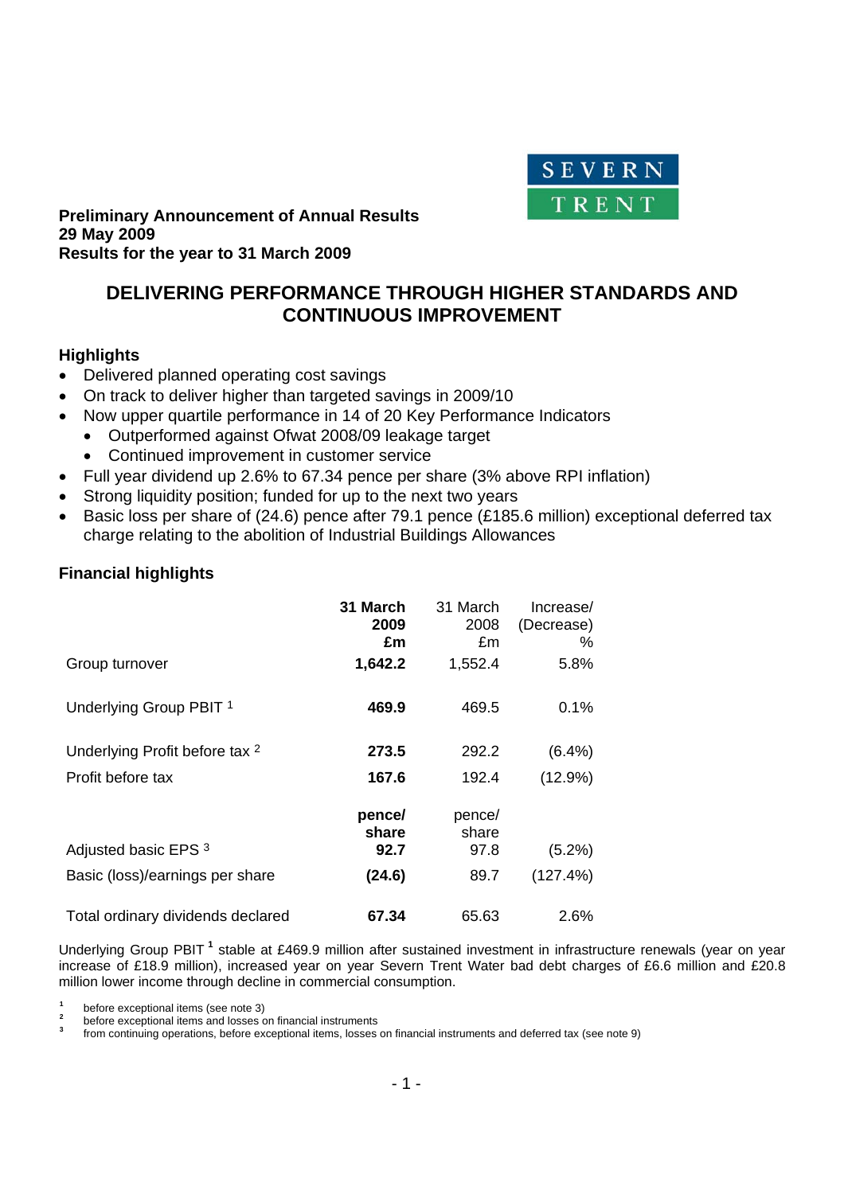**Preliminary Announcement of Annual Results**
**29 May 2009**
**Results for the year to 31 March 2009**

# DELIVERING PERFORMANCE THROUGH HIGHER STANDARDS AND CONTINUOUS IMPROVEMENT

## Highlights

- Delivered planned operating cost savings
- On track to deliver higher than targeted savings in 2009/10
- Now upper quartile performance in 14 of 20 Key Performance Indicators
  - Outperformed against Ofwat 2008/09 leakage target
  - Continued improvement in customer service
- Full year dividend up 2.6% to 67.34 pence per share (3% above RPI inflation)
- Strong liquidity position; funded for up to the next two years
- Basic loss per share of (24.6) pence after 79.1 pence (£185.6 million) exceptional deferred tax charge relating to the abolition of Industrial Buildings Allowances

## Financial highlights

| | **31 March 2009 £m** | 31 March 2008 £m | Increase/ (Decrease) % |
|---|---|---|---|
| Group turnover | **1,642.2** | 1,552.4 | 5.8% |
| Underlying Group PBIT [1] | **469.9** | 469.5 | 0.1% |
| Underlying Profit before tax [2] | **273.5** | 292.2 | (6.4%) |
| Profit before tax | **167.6** | 192.4 | (12.9%) |
| | **pence/ share** | pence/ share | |
| Adjusted basic EPS [3] | **92.7** | 97.8 | (5.2%) |
| Basic (loss)/earnings per share | **(24.6)** | 89.7 | (127.4%) |
| Total ordinary dividends declared | **67.34** | 65.63 | 2.6% |

Underlying Group PBIT [1] stable at £469.9 million after sustained investment in infrastructure renewals (year on year increase of £18.9 million), increased year on year Severn Trent Water bad debt charges of £6.6 million and £20.8 million lower income through decline in commercial consumption.

[1] before exceptional items (see note 3)
[2] before exceptional items and losses on financial instruments
[3] from continuing operations, before exceptional items, losses on financial instruments and deferred tax (see note 9)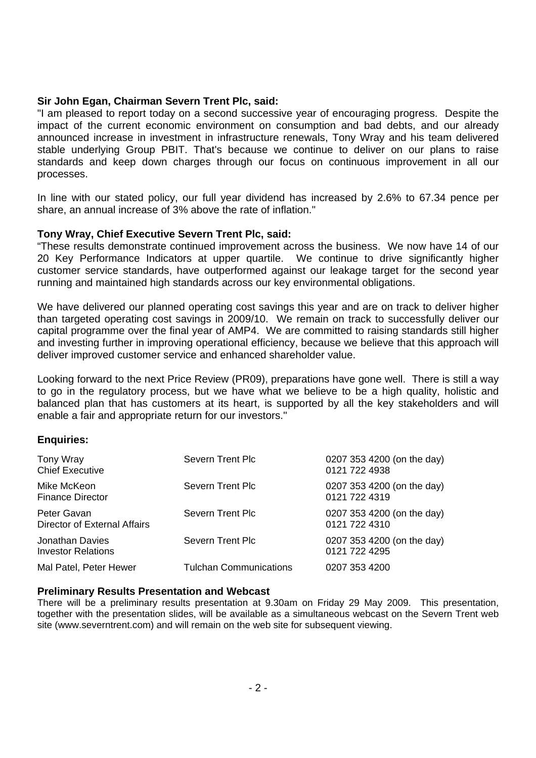**Sir John Egan, Chairman Severn Trent Plc, said:**

"I am pleased to report today on a second successive year of encouraging progress. Despite the impact of the current economic environment on consumption and bad debts, and our already announced increase in investment in infrastructure renewals, Tony Wray and his team delivered stable underlying Group PBIT. That's because we continue to deliver on our plans to raise standards and keep down charges through our focus on continuous improvement in all our processes.

In line with our stated policy, our full year dividend has increased by 2.6% to 67.34 pence per share, an annual increase of 3% above the rate of inflation."

**Tony Wray, Chief Executive Severn Trent Plc, said:**

"These results demonstrate continued improvement across the business. We now have 14 of our 20 Key Performance Indicators at upper quartile. We continue to drive significantly higher customer service standards, have outperformed against our leakage target for the second year running and maintained high standards across our key environmental obligations.

We have delivered our planned operating cost savings this year and are on track to deliver higher than targeted operating cost savings in 2009/10. We remain on track to successfully deliver our capital programme over the final year of AMP4. We are committed to raising standards still higher and investing further in improving operational efficiency, because we believe that this approach will deliver improved customer service and enhanced shareholder value.

Looking forward to the next Price Review (PR09), preparations have gone well. There is still a way to go in the regulatory process, but we have what we believe to be a high quality, holistic and balanced plan that has customers at its heart, is supported by all the key stakeholders and will enable a fair and appropriate return for our investors."

**Enquiries:**

| | | |
|---|---|---|
| Tony Wray<br>Chief Executive | Severn Trent Plc | 0207 353 4200 (on the day)<br>0121 722 4938 |
| Mike McKeon<br>Finance Director | Severn Trent Plc | 0207 353 4200 (on the day)<br>0121 722 4319 |
| Peter Gavan<br>Director of External Affairs | Severn Trent Plc | 0207 353 4200 (on the day)<br>0121 722 4310 |
| Jonathan Davies<br>Investor Relations | Severn Trent Plc | 0207 353 4200 (on the day)<br>0121 722 4295 |
| Mal Patel, Peter Hewer | Tulchan Communications | 0207 353 4200 |

**Preliminary Results Presentation and Webcast**

There will be a preliminary results presentation at 9.30am on Friday 29 May 2009. This presentation, together with the presentation slides, will be available as a simultaneous webcast on the Severn Trent web site (www.severntrent.com) and will remain on the web site for subsequent viewing.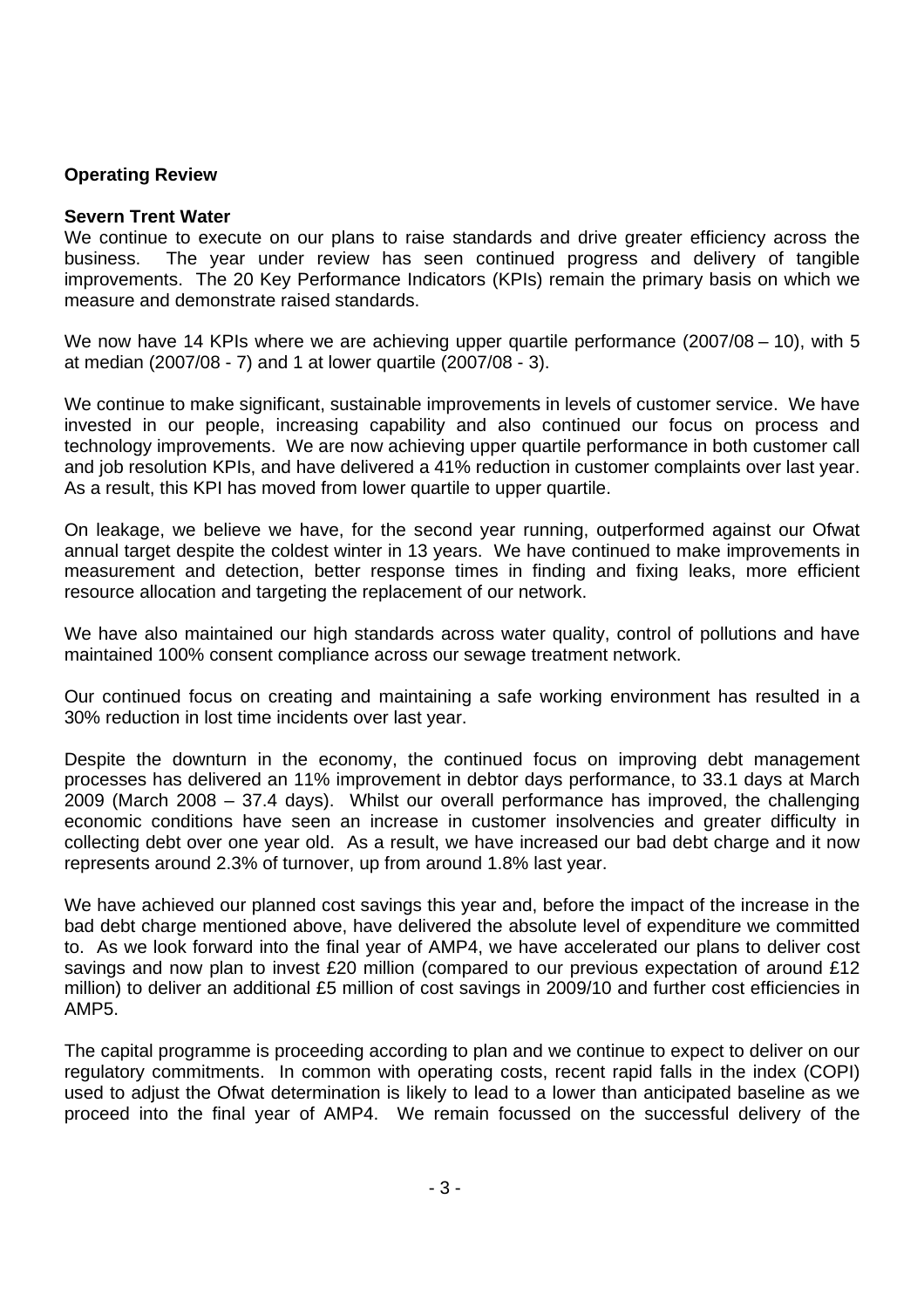**Operating Review**

**Severn Trent Water**

We continue to execute on our plans to raise standards and drive greater efficiency across the business. The year under review has seen continued progress and delivery of tangible improvements. The 20 Key Performance Indicators (KPIs) remain the primary basis on which we measure and demonstrate raised standards.

We now have 14 KPIs where we are achieving upper quartile performance (2007/08 – 10), with 5 at median (2007/08 - 7) and 1 at lower quartile (2007/08 - 3).

We continue to make significant, sustainable improvements in levels of customer service. We have invested in our people, increasing capability and also continued our focus on process and technology improvements. We are now achieving upper quartile performance in both customer call and job resolution KPIs, and have delivered a 41% reduction in customer complaints over last year. As a result, this KPI has moved from lower quartile to upper quartile.

On leakage, we believe we have, for the second year running, outperformed against our Ofwat annual target despite the coldest winter in 13 years. We have continued to make improvements in measurement and detection, better response times in finding and fixing leaks, more efficient resource allocation and targeting the replacement of our network.

We have also maintained our high standards across water quality, control of pollutions and have maintained 100% consent compliance across our sewage treatment network.

Our continued focus on creating and maintaining a safe working environment has resulted in a 30% reduction in lost time incidents over last year.

Despite the downturn in the economy, the continued focus on improving debt management processes has delivered an 11% improvement in debtor days performance, to 33.1 days at March 2009 (March 2008 – 37.4 days). Whilst our overall performance has improved, the challenging economic conditions have seen an increase in customer insolvencies and greater difficulty in collecting debt over one year old. As a result, we have increased our bad debt charge and it now represents around 2.3% of turnover, up from around 1.8% last year.

We have achieved our planned cost savings this year and, before the impact of the increase in the bad debt charge mentioned above, have delivered the absolute level of expenditure we committed to. As we look forward into the final year of AMP4, we have accelerated our plans to deliver cost savings and now plan to invest £20 million (compared to our previous expectation of around £12 million) to deliver an additional £5 million of cost savings in 2009/10 and further cost efficiencies in AMP5.

The capital programme is proceeding according to plan and we continue to expect to deliver on our regulatory commitments. In common with operating costs, recent rapid falls in the index (COPI) used to adjust the Ofwat determination is likely to lead to a lower than anticipated baseline as we proceed into the final year of AMP4. We remain focussed on the successful delivery of the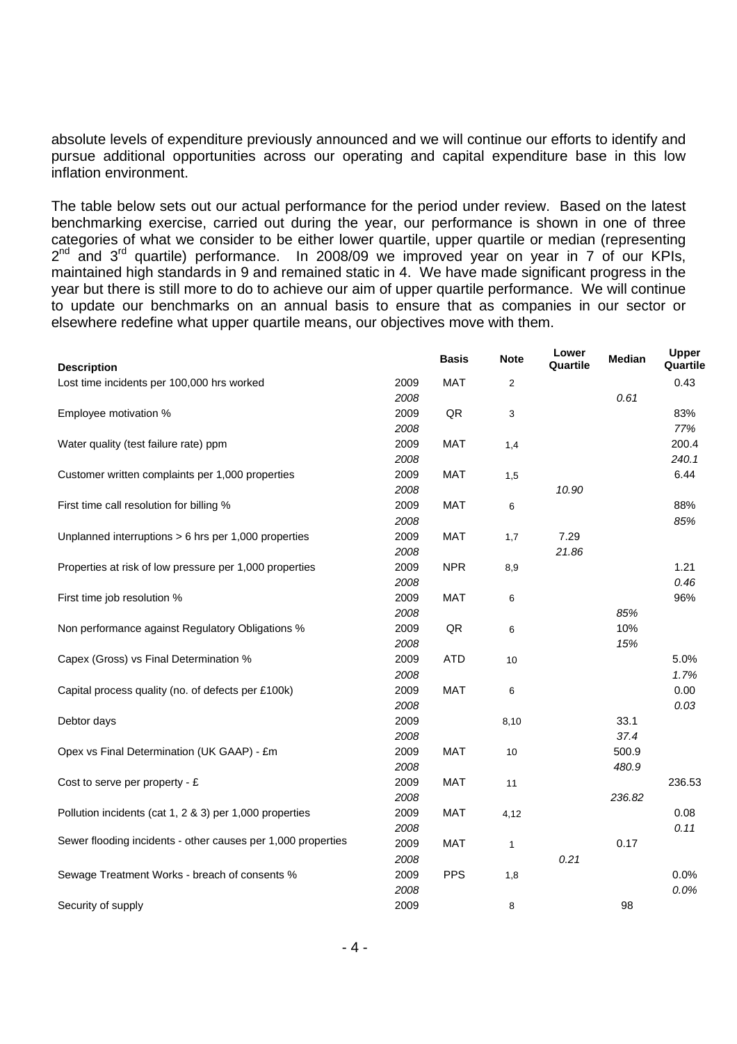absolute levels of expenditure previously announced and we will continue our efforts to identify and pursue additional opportunities across our operating and capital expenditure base in this low inflation environment.

The table below sets out our actual performance for the period under review. Based on the latest benchmarking exercise, carried out during the year, our performance is shown in one of three categories of what we consider to be either lower quartile, upper quartile or median (representing 2nd and 3rd quartile) performance. In 2008/09 we improved year on year in 7 of our KPIs, maintained high standards in 9 and remained static in 4. We have made significant progress in the year but there is still more to do to achieve our aim of upper quartile performance. We will continue to update our benchmarks on an annual basis to ensure that as companies in our sector or elsewhere redefine what upper quartile means, our objectives move with them.

| Description | | Basis | Note | Lower Quartile | Median | Upper Quartile |
|---|---|---|---|---|---|---|
| Lost time incidents per 100,000 hrs worked | 2009 | MAT | 2 | | | 0.43 |
| | *2008* | | | | *0.61* | |
| Employee motivation % | 2009 | QR | 3 | | | 83% |
| | *2008* | | | | | *77%* |
| Water quality (test failure rate) ppm | 2009 | MAT | 1,4 | | | 200.4 |
| | *2008* | | | | | *240.1* |
| Customer written complaints per 1,000 properties | 2009 | MAT | 1,5 | | | 6.44 |
| | *2008* | | | *10.90* | | |
| First time call resolution for billing % | 2009 | MAT | 6 | | | 88% |
| | *2008* | | | | | *85%* |
| Unplanned interruptions > 6 hrs per 1,000 properties | 2009 | MAT | 1,7 | 7.29 | | |
| | *2008* | | | *21.86* | | |
| Properties at risk of low pressure per 1,000 properties | 2009 | NPR | 8,9 | | | 1.21 |
| | *2008* | | | | | *0.46* |
| First time job resolution % | 2009 | MAT | 6 | | | 96% |
| | *2008* | | | | *85%* | |
| Non performance against Regulatory Obligations % | 2009 | QR | 6 | | 10% | |
| | *2008* | | | | *15%* | |
| Capex (Gross) vs Final Determination % | 2009 | ATD | 10 | | | 5.0% |
| | *2008* | | | | | *1.7%* |
| Capital process quality (no. of defects per £100k) | 2009 | MAT | 6 | | | 0.00 |
| | *2008* | | | | | *0.03* |
| Debtor days | 2009 | | 8,10 | | 33.1 | |
| | *2008* | | | | *37.4* | |
| Opex vs Final Determination (UK GAAP) - £m | 2009 | MAT | 10 | | 500.9 | |
| | *2008* | | | | *480.9* | |
| Cost to serve per property - £ | 2009 | MAT | 11 | | | 236.53 |
| | *2008* | | | | *236.82* | |
| Pollution incidents (cat 1, 2 & 3) per 1,000 properties | 2009 | MAT | 4,12 | | | 0.08 |
| | *2008* | | | | | *0.11* |
| Sewer flooding incidents - other causes per 1,000 properties | 2009 | MAT | 1 | | 0.17 | |
| | *2008* | | | *0.21* | | |
| Sewage Treatment Works - breach of consents % | 2009 | PPS | 1,8 | | | 0.0% |
| | *2008* | | | | | *0.0%* |
| Security of supply | 2009 | | 8 | | 98 | |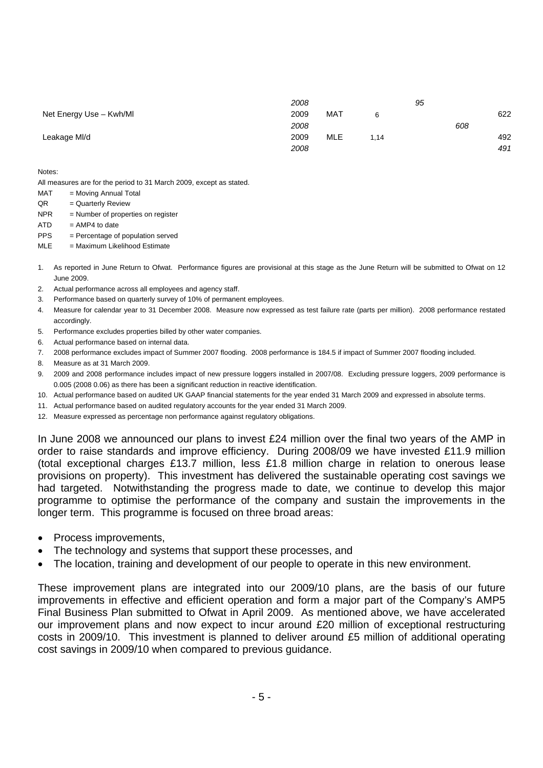| | | | | | | |
|---|---|---|---|---|---|---|
| | *2008* | | | *95* | | |
| Net Energy Use – Kwh/Ml | 2009 | MAT | 6 | | | 622 |
| | *2008* | | | | *608* | |
| Leakage Ml/d | 2009 | MLE | 1,14 | | | 492 |
| | *2008* | | | | | *491* |

Notes:

All measures are for the period to 31 March 2009, except as stated.

MAT = Moving Annual Total
QR = Quarterly Review
NPR = Number of properties on register
ATD = AMP4 to date
PPS = Percentage of population served
MLE = Maximum Likelihood Estimate

1. As reported in June Return to Ofwat. Performance figures are provisional at this stage as the June Return will be submitted to Ofwat on 12 June 2009.
2. Actual performance across all employees and agency staff.
3. Performance based on quarterly survey of 10% of permanent employees.
4. Measure for calendar year to 31 December 2008. Measure now expressed as test failure rate (parts per million). 2008 performance restated accordingly.
5. Performance excludes properties billed by other water companies.
6. Actual performance based on internal data.
7. 2008 performance excludes impact of Summer 2007 flooding. 2008 performance is 184.5 if impact of Summer 2007 flooding included.
8. Measure as at 31 March 2009.
9. 2009 and 2008 performance includes impact of new pressure loggers installed in 2007/08. Excluding pressure loggers, 2009 performance is 0.005 (2008 0.06) as there has been a significant reduction in reactive identification.
10. Actual performance based on audited UK GAAP financial statements for the year ended 31 March 2009 and expressed in absolute terms.
11. Actual performance based on audited regulatory accounts for the year ended 31 March 2009.
12. Measure expressed as percentage non performance against regulatory obligations.

In June 2008 we announced our plans to invest £24 million over the final two years of the AMP in order to raise standards and improve efficiency. During 2008/09 we have invested £11.9 million (total exceptional charges £13.7 million, less £1.8 million charge in relation to onerous lease provisions on property). This investment has delivered the sustainable operating cost savings we had targeted. Notwithstanding the progress made to date, we continue to develop this major programme to optimise the performance of the company and sustain the improvements in the longer term. This programme is focused on three broad areas:

- Process improvements,
- The technology and systems that support these processes, and
- The location, training and development of our people to operate in this new environment.

These improvement plans are integrated into our 2009/10 plans, are the basis of our future improvements in effective and efficient operation and form a major part of the Company's AMP5 Final Business Plan submitted to Ofwat in April 2009. As mentioned above, we have accelerated our improvement plans and now expect to incur around £20 million of exceptional restructuring costs in 2009/10. This investment is planned to deliver around £5 million of additional operating cost savings in 2009/10 when compared to previous guidance.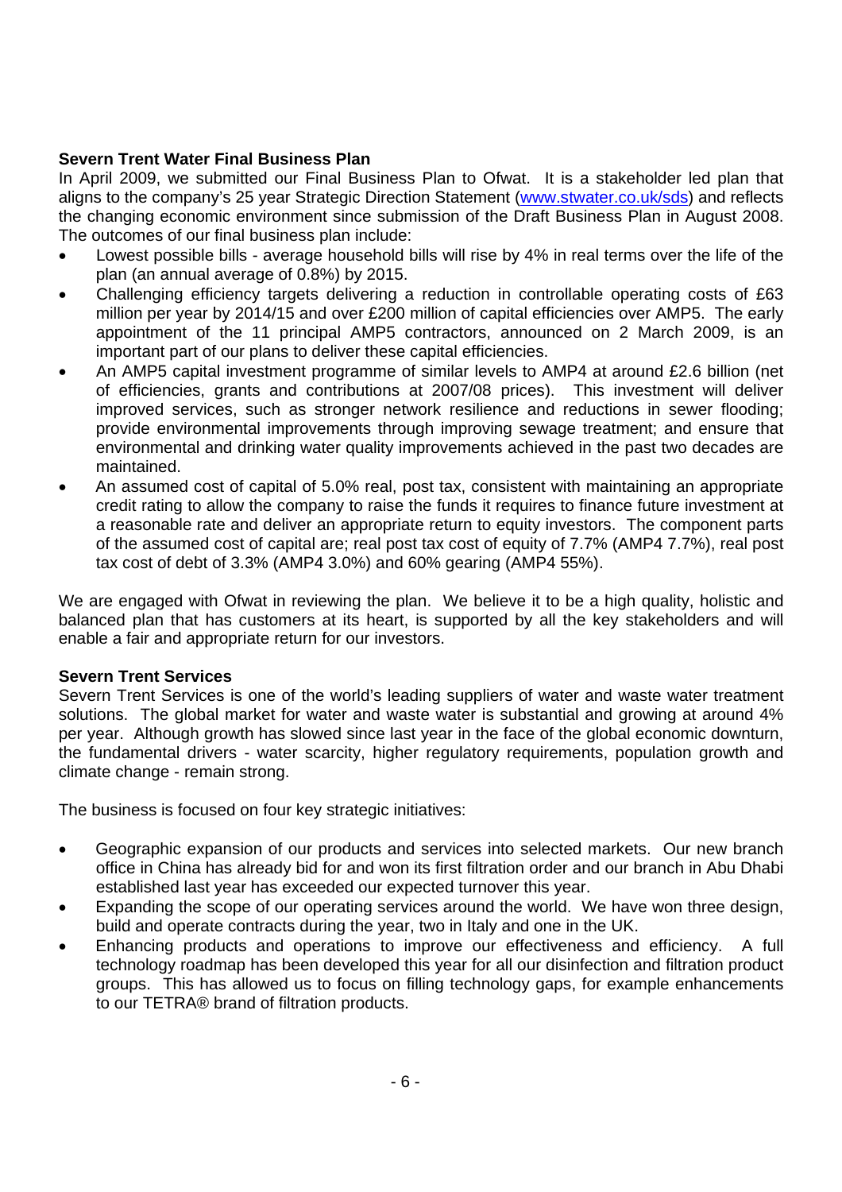**Severn Trent Water Final Business Plan**

In April 2009, we submitted our Final Business Plan to Ofwat. It is a stakeholder led plan that aligns to the company's 25 year Strategic Direction Statement (www.stwater.co.uk/sds) and reflects the changing economic environment since submission of the Draft Business Plan in August 2008. The outcomes of our final business plan include:

- Lowest possible bills - average household bills will rise by 4% in real terms over the life of the plan (an annual average of 0.8%) by 2015.
- Challenging efficiency targets delivering a reduction in controllable operating costs of £63 million per year by 2014/15 and over £200 million of capital efficiencies over AMP5. The early appointment of the 11 principal AMP5 contractors, announced on 2 March 2009, is an important part of our plans to deliver these capital efficiencies.
- An AMP5 capital investment programme of similar levels to AMP4 at around £2.6 billion (net of efficiencies, grants and contributions at 2007/08 prices). This investment will deliver improved services, such as stronger network resilience and reductions in sewer flooding; provide environmental improvements through improving sewage treatment; and ensure that environmental and drinking water quality improvements achieved in the past two decades are maintained.
- An assumed cost of capital of 5.0% real, post tax, consistent with maintaining an appropriate credit rating to allow the company to raise the funds it requires to finance future investment at a reasonable rate and deliver an appropriate return to equity investors. The component parts of the assumed cost of capital are; real post tax cost of equity of 7.7% (AMP4 7.7%), real post tax cost of debt of 3.3% (AMP4 3.0%) and 60% gearing (AMP4 55%).

We are engaged with Ofwat in reviewing the plan. We believe it to be a high quality, holistic and balanced plan that has customers at its heart, is supported by all the key stakeholders and will enable a fair and appropriate return for our investors.

**Severn Trent Services**

Severn Trent Services is one of the world's leading suppliers of water and waste water treatment solutions. The global market for water and waste water is substantial and growing at around 4% per year. Although growth has slowed since last year in the face of the global economic downturn, the fundamental drivers - water scarcity, higher regulatory requirements, population growth and climate change - remain strong.

The business is focused on four key strategic initiatives:

- Geographic expansion of our products and services into selected markets. Our new branch office in China has already bid for and won its first filtration order and our branch in Abu Dhabi established last year has exceeded our expected turnover this year.
- Expanding the scope of our operating services around the world. We have won three design, build and operate contracts during the year, two in Italy and one in the UK.
- Enhancing products and operations to improve our effectiveness and efficiency. A full technology roadmap has been developed this year for all our disinfection and filtration product groups. This has allowed us to focus on filling technology gaps, for example enhancements to our TETRA® brand of filtration products.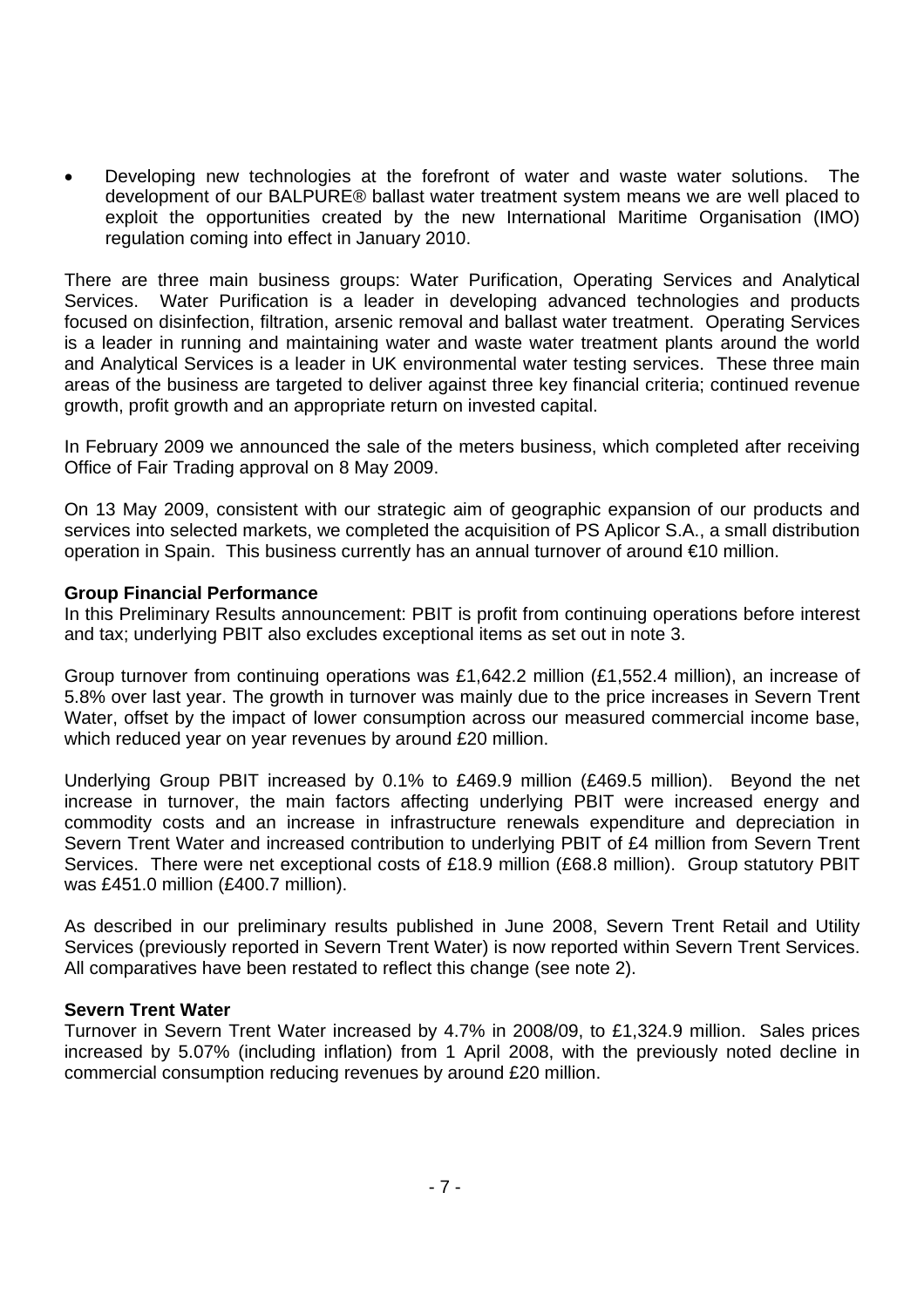- Developing new technologies at the forefront of water and waste water solutions. The development of our BALPURE® ballast water treatment system means we are well placed to exploit the opportunities created by the new International Maritime Organisation (IMO) regulation coming into effect in January 2010.

There are three main business groups: Water Purification, Operating Services and Analytical Services. Water Purification is a leader in developing advanced technologies and products focused on disinfection, filtration, arsenic removal and ballast water treatment. Operating Services is a leader in running and maintaining water and waste water treatment plants around the world and Analytical Services is a leader in UK environmental water testing services. These three main areas of the business are targeted to deliver against three key financial criteria; continued revenue growth, profit growth and an appropriate return on invested capital.

In February 2009 we announced the sale of the meters business, which completed after receiving Office of Fair Trading approval on 8 May 2009.

On 13 May 2009, consistent with our strategic aim of geographic expansion of our products and services into selected markets, we completed the acquisition of PS Aplicor S.A., a small distribution operation in Spain. This business currently has an annual turnover of around €10 million.

**Group Financial Performance**

In this Preliminary Results announcement: PBIT is profit from continuing operations before interest and tax; underlying PBIT also excludes exceptional items as set out in note 3.

Group turnover from continuing operations was £1,642.2 million (£1,552.4 million), an increase of 5.8% over last year. The growth in turnover was mainly due to the price increases in Severn Trent Water, offset by the impact of lower consumption across our measured commercial income base, which reduced year on year revenues by around £20 million.

Underlying Group PBIT increased by 0.1% to £469.9 million (£469.5 million). Beyond the net increase in turnover, the main factors affecting underlying PBIT were increased energy and commodity costs and an increase in infrastructure renewals expenditure and depreciation in Severn Trent Water and increased contribution to underlying PBIT of £4 million from Severn Trent Services. There were net exceptional costs of £18.9 million (£68.8 million). Group statutory PBIT was £451.0 million (£400.7 million).

As described in our preliminary results published in June 2008, Severn Trent Retail and Utility Services (previously reported in Severn Trent Water) is now reported within Severn Trent Services. All comparatives have been restated to reflect this change (see note 2).

**Severn Trent Water**

Turnover in Severn Trent Water increased by 4.7% in 2008/09, to £1,324.9 million. Sales prices increased by 5.07% (including inflation) from 1 April 2008, with the previously noted decline in commercial consumption reducing revenues by around £20 million.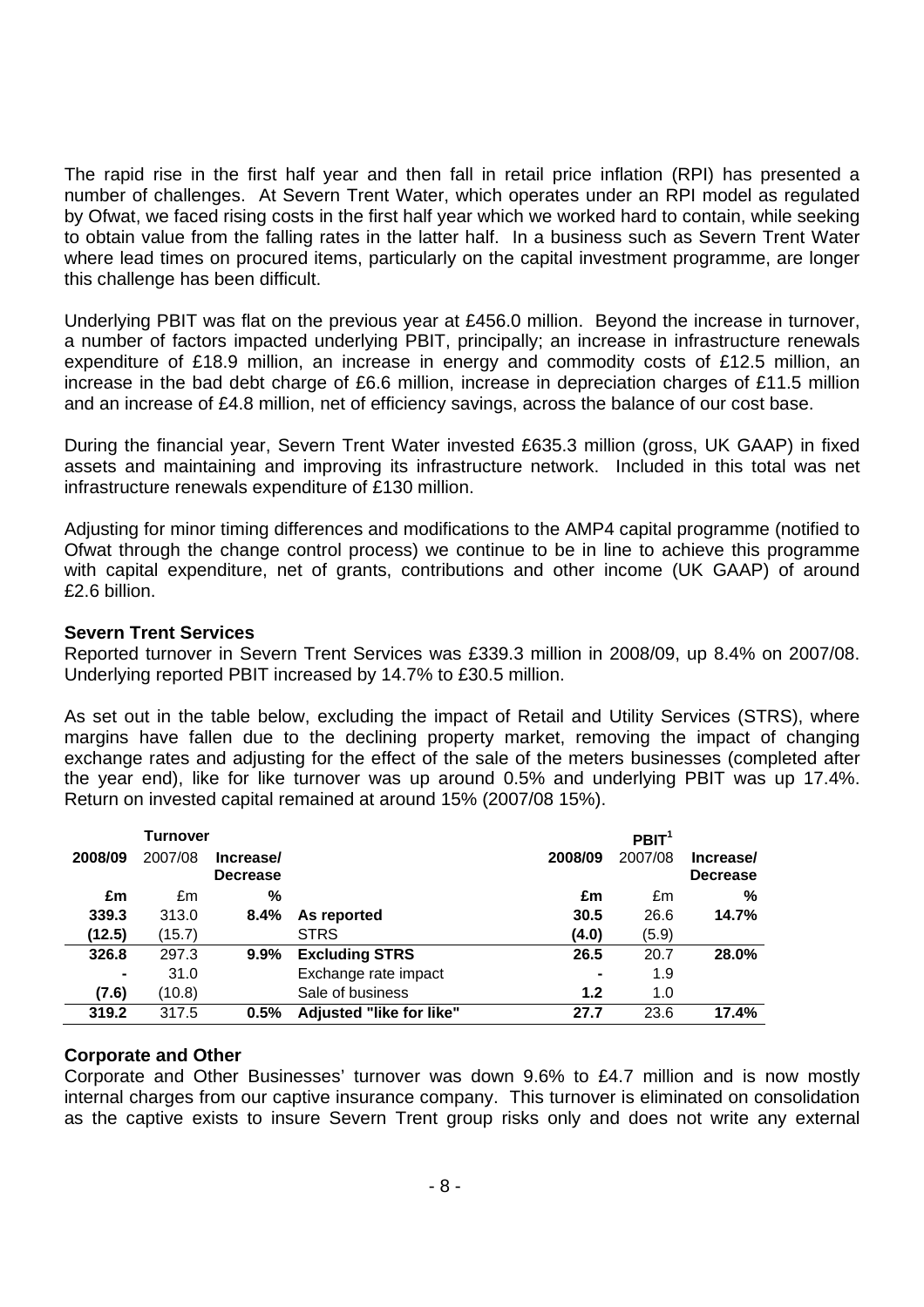The rapid rise in the first half year and then fall in retail price inflation (RPI) has presented a number of challenges. At Severn Trent Water, which operates under an RPI model as regulated by Ofwat, we faced rising costs in the first half year which we worked hard to contain, while seeking to obtain value from the falling rates in the latter half. In a business such as Severn Trent Water where lead times on procured items, particularly on the capital investment programme, are longer this challenge has been difficult.

Underlying PBIT was flat on the previous year at £456.0 million. Beyond the increase in turnover, a number of factors impacted underlying PBIT, principally; an increase in infrastructure renewals expenditure of £18.9 million, an increase in energy and commodity costs of £12.5 million, an increase in the bad debt charge of £6.6 million, increase in depreciation charges of £11.5 million and an increase of £4.8 million, net of efficiency savings, across the balance of our cost base.

During the financial year, Severn Trent Water invested £635.3 million (gross, UK GAAP) in fixed assets and maintaining and improving its infrastructure network. Included in this total was net infrastructure renewals expenditure of £130 million.

Adjusting for minor timing differences and modifications to the AMP4 capital programme (notified to Ofwat through the change control process) we continue to be in line to achieve this programme with capital expenditure, net of grants, contributions and other income (UK GAAP) of around £2.6 billion.

## Severn Trent Services

Reported turnover in Severn Trent Services was £339.3 million in 2008/09, up 8.4% on 2007/08. Underlying reported PBIT increased by 14.7% to £30.5 million.

As set out in the table below, excluding the impact of Retail and Utility Services (STRS), where margins have fallen due to the declining property market, removing the impact of changing exchange rates and adjusting for the effect of the sale of the meters businesses (completed after the year end), like for like turnover was up around 0.5% and underlying PBIT was up 17.4%. Return on invested capital remained at around 15% (2007/08 15%).

| Turnover | | | | PBIT[1] | | |
|---|---|---|---|---|---|---|
| **2008/09** | 2007/08 | **Increase/ Decrease** | | **2008/09** | 2007/08 | **Increase/ Decrease** |
| **£m** | £m | **%** | | **£m** | £m | **%** |
| **339.3** | 313.0 | **8.4%** | **As reported** | **30.5** | 26.6 | **14.7%** |
| **(12.5)** | (15.7) | | STRS | **(4.0)** | (5.9) | |
| **326.8** | 297.3 | **9.9%** | **Excluding STRS** | **26.5** | 20.7 | **28.0%** |
| **-** | 31.0 | | Exchange rate impact | **-** | 1.9 | |
| **(7.6)** | (10.8) | | Sale of business | **1.2** | 1.0 | |
| **319.2** | 317.5 | **0.5%** | **Adjusted "like for like"** | **27.7** | 23.6 | **17.4%** |

## Corporate and Other

Corporate and Other Businesses' turnover was down 9.6% to £4.7 million and is now mostly internal charges from our captive insurance company. This turnover is eliminated on consolidation as the captive exists to insure Severn Trent group risks only and does not write any external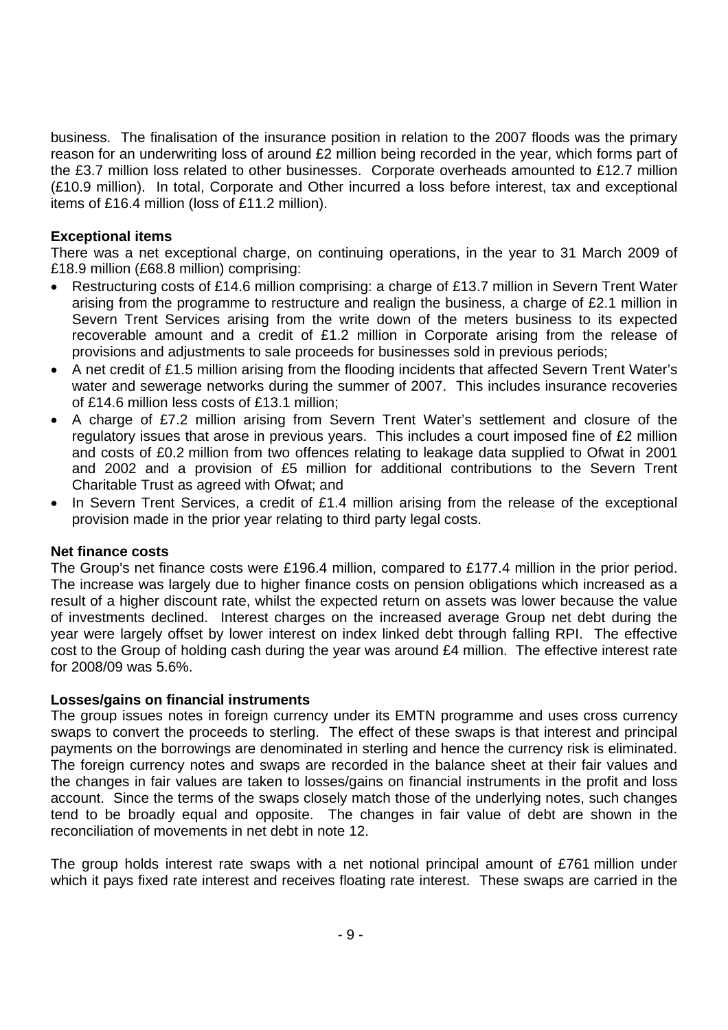business. The finalisation of the insurance position in relation to the 2007 floods was the primary reason for an underwriting loss of around £2 million being recorded in the year, which forms part of the £3.7 million loss related to other businesses. Corporate overheads amounted to £12.7 million (£10.9 million). In total, Corporate and Other incurred a loss before interest, tax and exceptional items of £16.4 million (loss of £11.2 million).

**Exceptional items**

There was a net exceptional charge, on continuing operations, in the year to 31 March 2009 of £18.9 million (£68.8 million) comprising:

- Restructuring costs of £14.6 million comprising: a charge of £13.7 million in Severn Trent Water arising from the programme to restructure and realign the business, a charge of £2.1 million in Severn Trent Services arising from the write down of the meters business to its expected recoverable amount and a credit of £1.2 million in Corporate arising from the release of provisions and adjustments to sale proceeds for businesses sold in previous periods;
- A net credit of £1.5 million arising from the flooding incidents that affected Severn Trent Water's water and sewerage networks during the summer of 2007. This includes insurance recoveries of £14.6 million less costs of £13.1 million;
- A charge of £7.2 million arising from Severn Trent Water's settlement and closure of the regulatory issues that arose in previous years. This includes a court imposed fine of £2 million and costs of £0.2 million from two offences relating to leakage data supplied to Ofwat in 2001 and 2002 and a provision of £5 million for additional contributions to the Severn Trent Charitable Trust as agreed with Ofwat; and
- In Severn Trent Services, a credit of £1.4 million arising from the release of the exceptional provision made in the prior year relating to third party legal costs.

**Net finance costs**

The Group's net finance costs were £196.4 million, compared to £177.4 million in the prior period. The increase was largely due to higher finance costs on pension obligations which increased as a result of a higher discount rate, whilst the expected return on assets was lower because the value of investments declined. Interest charges on the increased average Group net debt during the year were largely offset by lower interest on index linked debt through falling RPI. The effective cost to the Group of holding cash during the year was around £4 million. The effective interest rate for 2008/09 was 5.6%.

**Losses/gains on financial instruments**

The group issues notes in foreign currency under its EMTN programme and uses cross currency swaps to convert the proceeds to sterling. The effect of these swaps is that interest and principal payments on the borrowings are denominated in sterling and hence the currency risk is eliminated. The foreign currency notes and swaps are recorded in the balance sheet at their fair values and the changes in fair values are taken to losses/gains on financial instruments in the profit and loss account. Since the terms of the swaps closely match those of the underlying notes, such changes tend to be broadly equal and opposite. The changes in fair value of debt are shown in the reconciliation of movements in net debt in note 12.

The group holds interest rate swaps with a net notional principal amount of £761 million under which it pays fixed rate interest and receives floating rate interest. These swaps are carried in the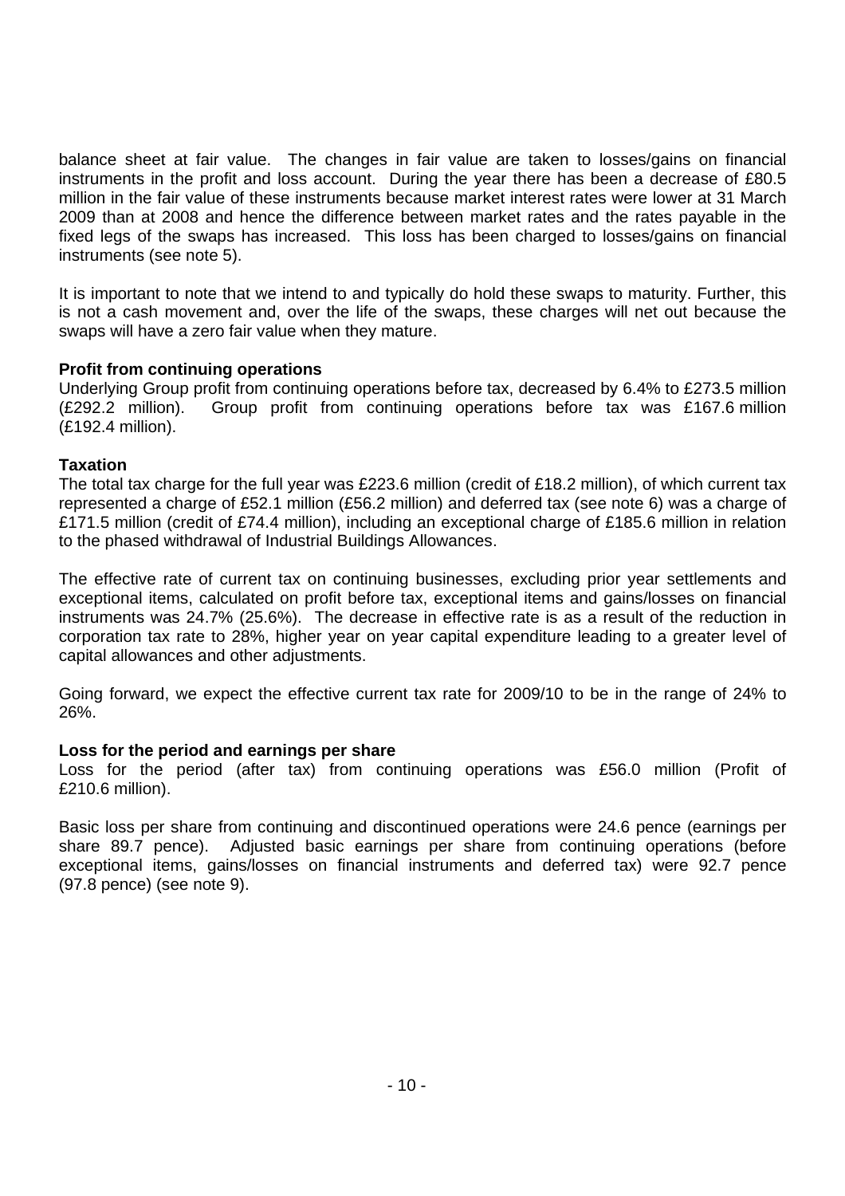balance sheet at fair value. The changes in fair value are taken to losses/gains on financial instruments in the profit and loss account. During the year there has been a decrease of £80.5 million in the fair value of these instruments because market interest rates were lower at 31 March 2009 than at 2008 and hence the difference between market rates and the rates payable in the fixed legs of the swaps has increased. This loss has been charged to losses/gains on financial instruments (see note 5).

It is important to note that we intend to and typically do hold these swaps to maturity. Further, this is not a cash movement and, over the life of the swaps, these charges will net out because the swaps will have a zero fair value when they mature.

**Profit from continuing operations**

Underlying Group profit from continuing operations before tax, decreased by 6.4% to £273.5 million (£292.2 million). Group profit from continuing operations before tax was £167.6 million (£192.4 million).

**Taxation**

The total tax charge for the full year was £223.6 million (credit of £18.2 million), of which current tax represented a charge of £52.1 million (£56.2 million) and deferred tax (see note 6) was a charge of £171.5 million (credit of £74.4 million), including an exceptional charge of £185.6 million in relation to the phased withdrawal of Industrial Buildings Allowances.

The effective rate of current tax on continuing businesses, excluding prior year settlements and exceptional items, calculated on profit before tax, exceptional items and gains/losses on financial instruments was 24.7% (25.6%). The decrease in effective rate is as a result of the reduction in corporation tax rate to 28%, higher year on year capital expenditure leading to a greater level of capital allowances and other adjustments.

Going forward, we expect the effective current tax rate for 2009/10 to be in the range of 24% to 26%.

**Loss for the period and earnings per share**

Loss for the period (after tax) from continuing operations was £56.0 million (Profit of £210.6 million).

Basic loss per share from continuing and discontinued operations were 24.6 pence (earnings per share 89.7 pence). Adjusted basic earnings per share from continuing operations (before exceptional items, gains/losses on financial instruments and deferred tax) were 92.7 pence (97.8 pence) (see note 9).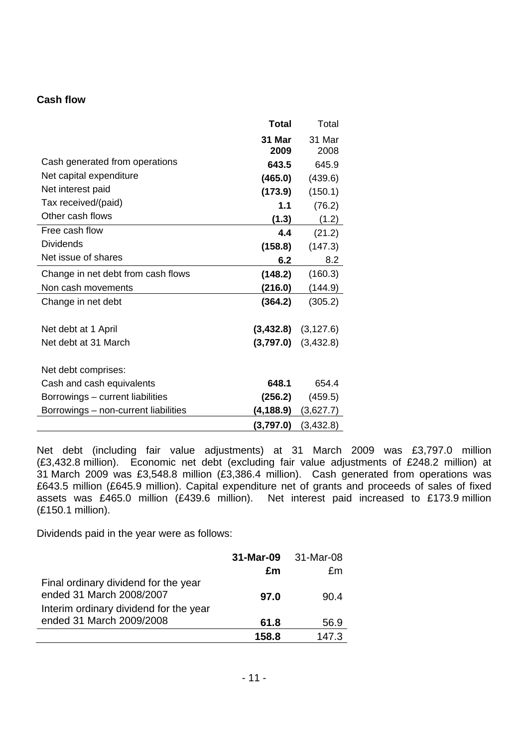**Cash flow**

| | **Total** | Total |
|---|---|---|
| | **31 Mar 2009** | 31 Mar 2008 |
| Cash generated from operations | **643.5** | 645.9 |
| Net capital expenditure | **(465.0)** | (439.6) |
| Net interest paid | **(173.9)** | (150.1) |
| Tax received/(paid) | **1.1** | (76.2) |
| Other cash flows | **(1.3)** | (1.2) |
| Free cash flow | **4.4** | (21.2) |
| Dividends | **(158.8)** | (147.3) |
| Net issue of shares | **6.2** | 8.2 |
| Change in net debt from cash flows | **(148.2)** | (160.3) |
| Non cash movements | **(216.0)** | (144.9) |
| Change in net debt | **(364.2)** | (305.2) |
| | | |
| Net debt at 1 April | **(3,432.8)** | (3,127.6) |
| Net debt at 31 March | **(3,797.0)** | (3,432.8) |
| | | |
| Net debt comprises: | | |
| Cash and cash equivalents | **648.1** | 654.4 |
| Borrowings – current liabilities | **(256.2)** | (459.5) |
| Borrowings – non-current liabilities | **(4,188.9)** | (3,627.7) |
| | **(3,797.0)** | (3,432.8) |

Net debt (including fair value adjustments) at 31 March 2009 was £3,797.0 million (£3,432.8 million). Economic net debt (excluding fair value adjustments of £248.2 million) at 31 March 2009 was £3,548.8 million (£3,386.4 million). Cash generated from operations was £643.5 million (£645.9 million). Capital expenditure net of grants and proceeds of sales of fixed assets was £465.0 million (£439.6 million). Net interest paid increased to £173.9 million (£150.1 million).

Dividends paid in the year were as follows:

| | **31-Mar-09** | 31-Mar-08 |
|---|---|---|
| | **£m** | £m |
| Final ordinary dividend for the year ended 31 March 2008/2007 | **97.0** | 90.4 |
| Interim ordinary dividend for the year ended 31 March 2009/2008 | **61.8** | 56.9 |
| | **158.8** | 147.3 |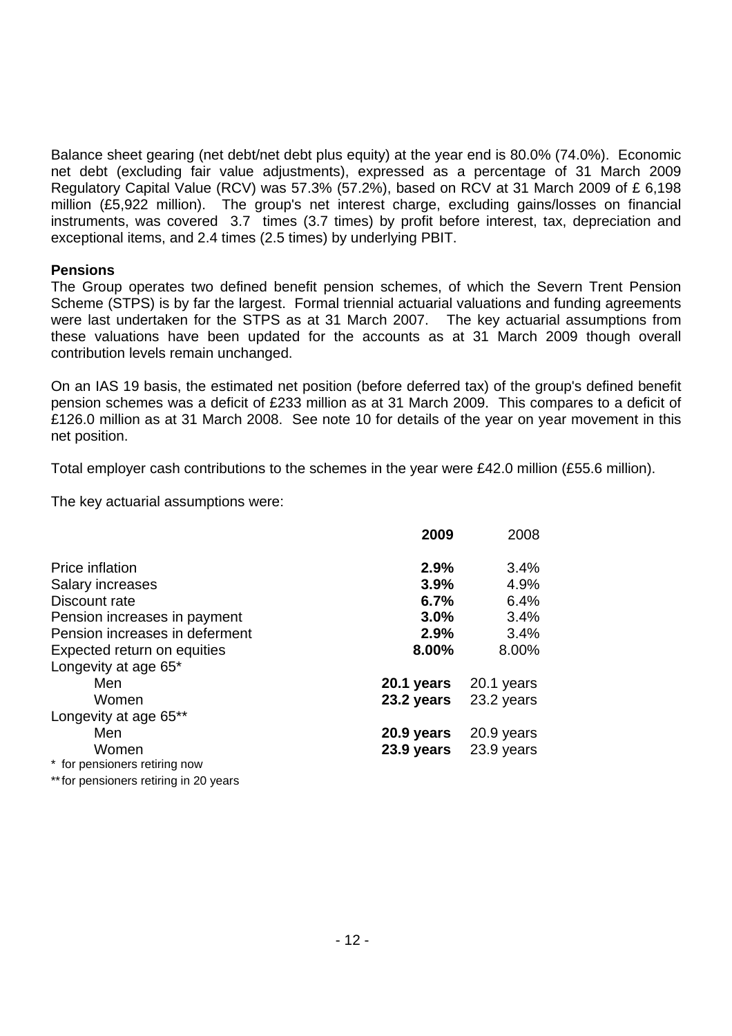Balance sheet gearing (net debt/net debt plus equity) at the year end is 80.0% (74.0%). Economic net debt (excluding fair value adjustments), expressed as a percentage of 31 March 2009 Regulatory Capital Value (RCV) was 57.3% (57.2%), based on RCV at 31 March 2009 of £ 6,198 million (£5,922 million). The group's net interest charge, excluding gains/losses on financial instruments, was covered 3.7 times (3.7 times) by profit before interest, tax, depreciation and exceptional items, and 2.4 times (2.5 times) by underlying PBIT.

**Pensions**

The Group operates two defined benefit pension schemes, of which the Severn Trent Pension Scheme (STPS) is by far the largest. Formal triennial actuarial valuations and funding agreements were last undertaken for the STPS as at 31 March 2007. The key actuarial assumptions from these valuations have been updated for the accounts as at 31 March 2009 though overall contribution levels remain unchanged.

On an IAS 19 basis, the estimated net position (before deferred tax) of the group's defined benefit pension schemes was a deficit of £233 million as at 31 March 2009. This compares to a deficit of £126.0 million as at 31 March 2008. See note 10 for details of the year on year movement in this net position.

Total employer cash contributions to the schemes in the year were £42.0 million (£55.6 million).

The key actuarial assumptions were:

| | **2009** | 2008 |
|---|---|---|
| Price inflation | **2.9%** | 3.4% |
| Salary increases | **3.9%** | 4.9% |
| Discount rate | **6.7%** | 6.4% |
| Pension increases in payment | **3.0%** | 3.4% |
| Pension increases in deferment | **2.9%** | 3.4% |
| Expected return on equities | **8.00%** | 8.00% |
| Longevity at age 65* | | |
| Men | **20.1 years** | 20.1 years |
| Women | **23.2 years** | 23.2 years |
| Longevity at age 65** | | |
| Men | **20.9 years** | 20.9 years |
| Women | **23.9 years** | 23.9 years |

\* for pensioners retiring now

** for pensioners retiring in 20 years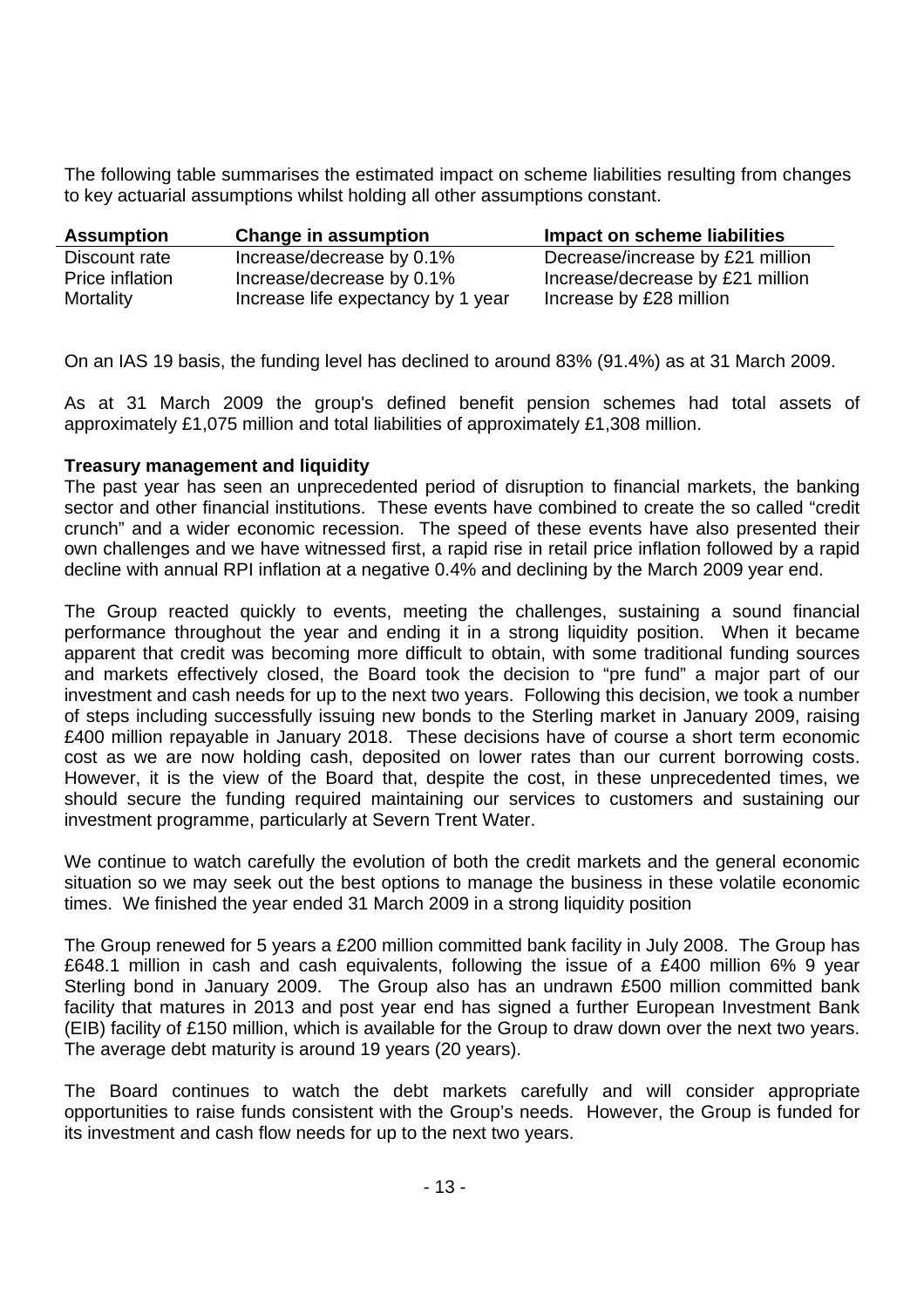The following table summarises the estimated impact on scheme liabilities resulting from changes to key actuarial assumptions whilst holding all other assumptions constant.

| Assumption | Change in assumption | Impact on scheme liabilities |
|---|---|---|
| Discount rate | Increase/decrease by 0.1% | Decrease/increase by £21 million |
| Price inflation | Increase/decrease by 0.1% | Increase/decrease by £21 million |
| Mortality | Increase life expectancy by 1 year | Increase by £28 million |

On an IAS 19 basis, the funding level has declined to around 83% (91.4%) as at 31 March 2009.

As at 31 March 2009 the group's defined benefit pension schemes had total assets of approximately £1,075 million and total liabilities of approximately £1,308 million.

**Treasury management and liquidity**

The past year has seen an unprecedented period of disruption to financial markets, the banking sector and other financial institutions. These events have combined to create the so called "credit crunch" and a wider economic recession. The speed of these events have also presented their own challenges and we have witnessed first, a rapid rise in retail price inflation followed by a rapid decline with annual RPI inflation at a negative 0.4% and declining by the March 2009 year end.

The Group reacted quickly to events, meeting the challenges, sustaining a sound financial performance throughout the year and ending it in a strong liquidity position. When it became apparent that credit was becoming more difficult to obtain, with some traditional funding sources and markets effectively closed, the Board took the decision to "pre fund" a major part of our investment and cash needs for up to the next two years. Following this decision, we took a number of steps including successfully issuing new bonds to the Sterling market in January 2009, raising £400 million repayable in January 2018. These decisions have of course a short term economic cost as we are now holding cash, deposited on lower rates than our current borrowing costs. However, it is the view of the Board that, despite the cost, in these unprecedented times, we should secure the funding required maintaining our services to customers and sustaining our investment programme, particularly at Severn Trent Water.

We continue to watch carefully the evolution of both the credit markets and the general economic situation so we may seek out the best options to manage the business in these volatile economic times. We finished the year ended 31 March 2009 in a strong liquidity position

The Group renewed for 5 years a £200 million committed bank facility in July 2008. The Group has £648.1 million in cash and cash equivalents, following the issue of a £400 million 6% 9 year Sterling bond in January 2009. The Group also has an undrawn £500 million committed bank facility that matures in 2013 and post year end has signed a further European Investment Bank (EIB) facility of £150 million, which is available for the Group to draw down over the next two years. The average debt maturity is around 19 years (20 years).

The Board continues to watch the debt markets carefully and will consider appropriate opportunities to raise funds consistent with the Group's needs. However, the Group is funded for its investment and cash flow needs for up to the next two years.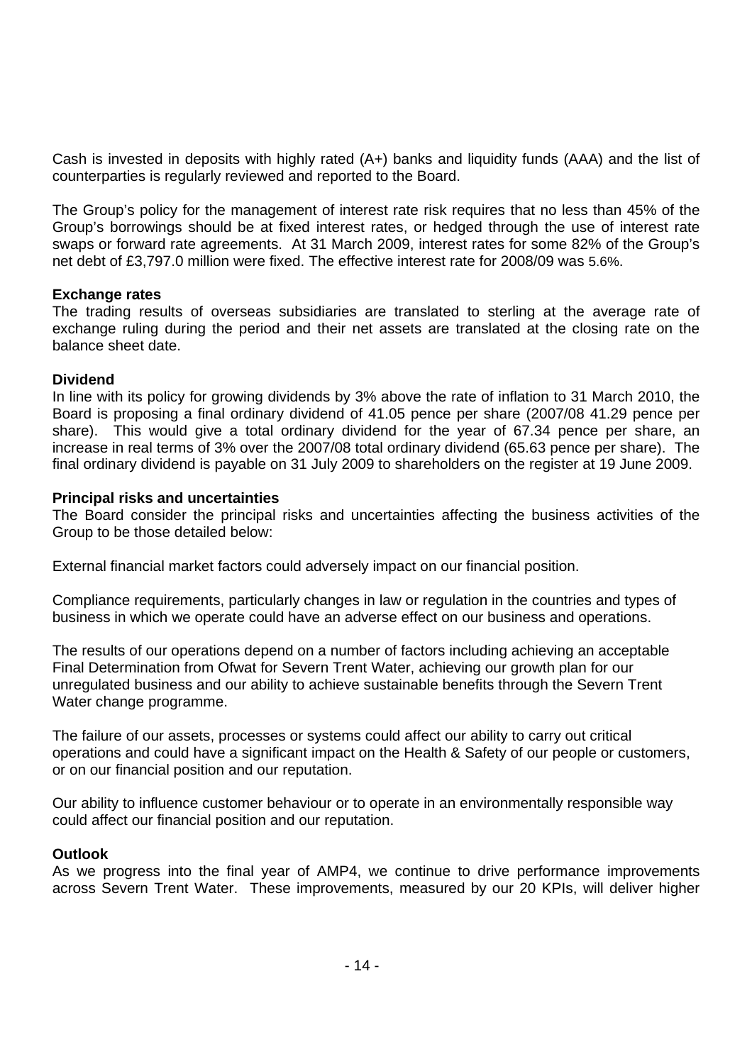Cash is invested in deposits with highly rated (A+) banks and liquidity funds (AAA) and the list of counterparties is regularly reviewed and reported to the Board.

The Group's policy for the management of interest rate risk requires that no less than 45% of the Group's borrowings should be at fixed interest rates, or hedged through the use of interest rate swaps or forward rate agreements. At 31 March 2009, interest rates for some 82% of the Group's net debt of £3,797.0 million were fixed. The effective interest rate for 2008/09 was 5.6%.

**Exchange rates**

The trading results of overseas subsidiaries are translated to sterling at the average rate of exchange ruling during the period and their net assets are translated at the closing rate on the balance sheet date.

**Dividend**

In line with its policy for growing dividends by 3% above the rate of inflation to 31 March 2010, the Board is proposing a final ordinary dividend of 41.05 pence per share (2007/08 41.29 pence per share). This would give a total ordinary dividend for the year of 67.34 pence per share, an increase in real terms of 3% over the 2007/08 total ordinary dividend (65.63 pence per share). The final ordinary dividend is payable on 31 July 2009 to shareholders on the register at 19 June 2009.

**Principal risks and uncertainties**

The Board consider the principal risks and uncertainties affecting the business activities of the Group to be those detailed below:

External financial market factors could adversely impact on our financial position.

Compliance requirements, particularly changes in law or regulation in the countries and types of business in which we operate could have an adverse effect on our business and operations.

The results of our operations depend on a number of factors including achieving an acceptable Final Determination from Ofwat for Severn Trent Water, achieving our growth plan for our unregulated business and our ability to achieve sustainable benefits through the Severn Trent Water change programme.

The failure of our assets, processes or systems could affect our ability to carry out critical operations and could have a significant impact on the Health & Safety of our people or customers, or on our financial position and our reputation.

Our ability to influence customer behaviour or to operate in an environmentally responsible way could affect our financial position and our reputation.

**Outlook**

As we progress into the final year of AMP4, we continue to drive performance improvements across Severn Trent Water. These improvements, measured by our 20 KPIs, will deliver higher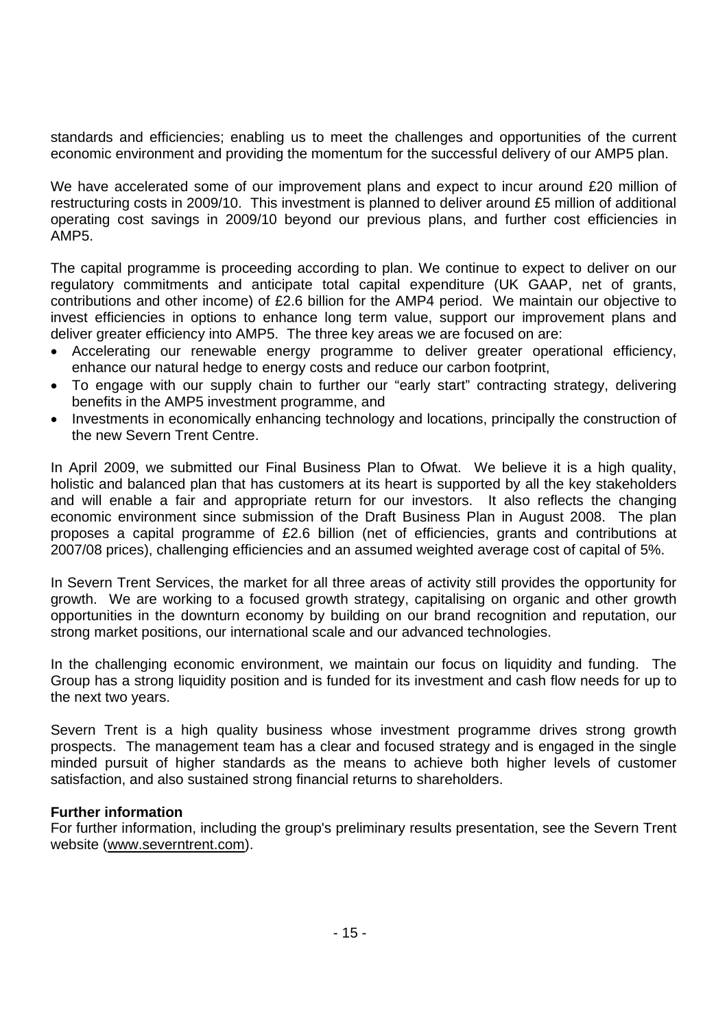standards and efficiencies; enabling us to meet the challenges and opportunities of the current economic environment and providing the momentum for the successful delivery of our AMP5 plan.

We have accelerated some of our improvement plans and expect to incur around £20 million of restructuring costs in 2009/10. This investment is planned to deliver around £5 million of additional operating cost savings in 2009/10 beyond our previous plans, and further cost efficiencies in AMP5.

The capital programme is proceeding according to plan. We continue to expect to deliver on our regulatory commitments and anticipate total capital expenditure (UK GAAP, net of grants, contributions and other income) of £2.6 billion for the AMP4 period. We maintain our objective to invest efficiencies in options to enhance long term value, support our improvement plans and deliver greater efficiency into AMP5. The three key areas we are focused on are:

- Accelerating our renewable energy programme to deliver greater operational efficiency, enhance our natural hedge to energy costs and reduce our carbon footprint,
- To engage with our supply chain to further our "early start" contracting strategy, delivering benefits in the AMP5 investment programme, and
- Investments in economically enhancing technology and locations, principally the construction of the new Severn Trent Centre.

In April 2009, we submitted our Final Business Plan to Ofwat. We believe it is a high quality, holistic and balanced plan that has customers at its heart is supported by all the key stakeholders and will enable a fair and appropriate return for our investors. It also reflects the changing economic environment since submission of the Draft Business Plan in August 2008. The plan proposes a capital programme of £2.6 billion (net of efficiencies, grants and contributions at 2007/08 prices), challenging efficiencies and an assumed weighted average cost of capital of 5%.

In Severn Trent Services, the market for all three areas of activity still provides the opportunity for growth. We are working to a focused growth strategy, capitalising on organic and other growth opportunities in the downturn economy by building on our brand recognition and reputation, our strong market positions, our international scale and our advanced technologies.

In the challenging economic environment, we maintain our focus on liquidity and funding. The Group has a strong liquidity position and is funded for its investment and cash flow needs for up to the next two years.

Severn Trent is a high quality business whose investment programme drives strong growth prospects. The management team has a clear and focused strategy and is engaged in the single minded pursuit of higher standards as the means to achieve both higher levels of customer satisfaction, and also sustained strong financial returns to shareholders.

**Further information**
For further information, including the group's preliminary results presentation, see the Severn Trent website (www.severntrent.com).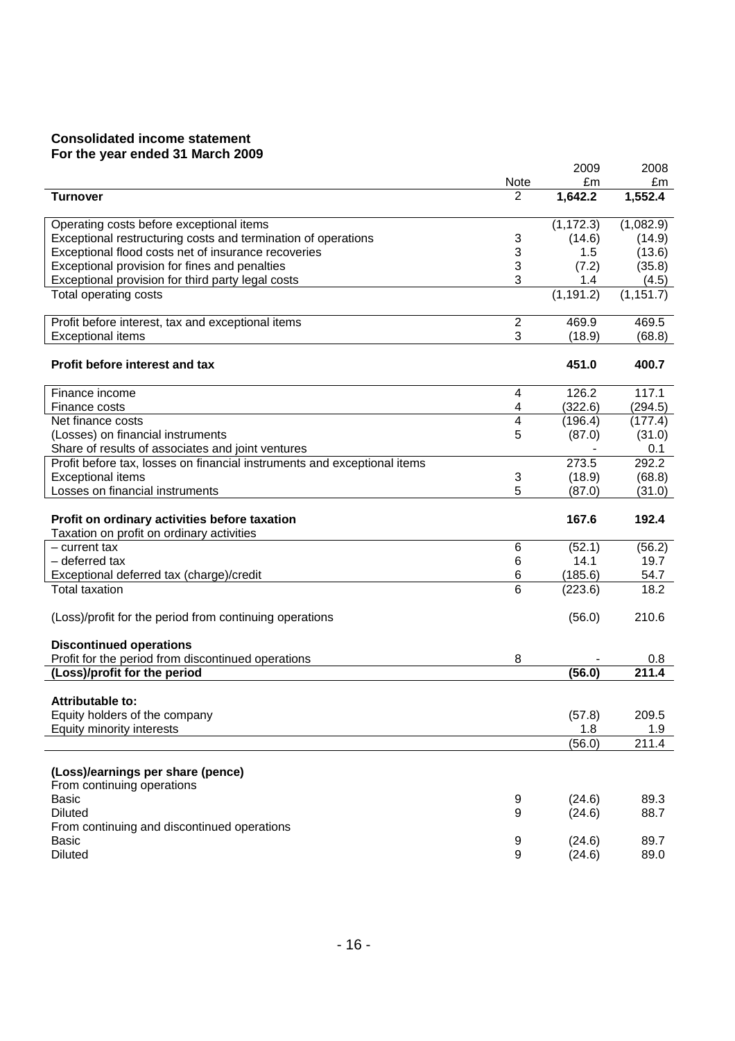**Consolidated income statement**
**For the year ended 31 March 2009**

| | Note | 2009 £m | 2008 £m |
|---|---|---|---|
| **Turnover** | 2 | **1,642.2** | **1,552.4** |
| | | | |
| Operating costs before exceptional items | | (1,172.3) | (1,082.9) |
| Exceptional restructuring costs and termination of operations | 3 | (14.6) | (14.9) |
| Exceptional flood costs net of insurance recoveries | 3 | 1.5 | (13.6) |
| Exceptional provision for fines and penalties | 3 | (7.2) | (35.8) |
| Exceptional provision for third party legal costs | 3 | 1.4 | (4.5) |
| Total operating costs | | (1,191.2) | (1,151.7) |
| | | | |
| Profit before interest, tax and exceptional items | 2 | 469.9 | 469.5 |
| Exceptional items | 3 | (18.9) | (68.8) |
| | | | |
| **Profit before interest and tax** | | **451.0** | **400.7** |
| | | | |
| Finance income | 4 | 126.2 | 117.1 |
| Finance costs | 4 | (322.6) | (294.5) |
| Net finance costs | 4 | (196.4) | (177.4) |
| (Losses) on financial instruments | 5 | (87.0) | (31.0) |
| Share of results of associates and joint ventures | | - | 0.1 |
| Profit before tax, losses on financial instruments and exceptional items | | 273.5 | 292.2 |
| Exceptional items | 3 | (18.9) | (68.8) |
| Losses on financial instruments | 5 | (87.0) | (31.0) |
| | | | |
| **Profit on ordinary activities before taxation** | | **167.6** | **192.4** |
| Taxation on profit on ordinary activities | | | |
| – current tax | 6 | (52.1) | (56.2) |
| – deferred tax | 6 | 14.1 | 19.7 |
| Exceptional deferred tax (charge)/credit | 6 | (185.6) | 54.7 |
| Total taxation | 6 | (223.6) | 18.2 |
| | | | |
| (Loss)/profit for the period from continuing operations | | (56.0) | 210.6 |
| | | | |
| **Discontinued operations** | | | |
| Profit for the period from discontinued operations | 8 | - | 0.8 |
| **(Loss)/profit for the period** | | **(56.0)** | **211.4** |
| | | | |
| **Attributable to:** | | | |
| Equity holders of the company | | (57.8) | 209.5 |
| Equity minority interests | | 1.8 | 1.9 |
| | | (56.0) | 211.4 |
| | | | |
| **(Loss)/earnings per share (pence)** | | | |
| From continuing operations | | | |
| Basic | 9 | (24.6) | 89.3 |
| Diluted | 9 | (24.6) | 88.7 |
| From continuing and discontinued operations | | | |
| Basic | 9 | (24.6) | 89.7 |
| Diluted | 9 | (24.6) | 89.0 |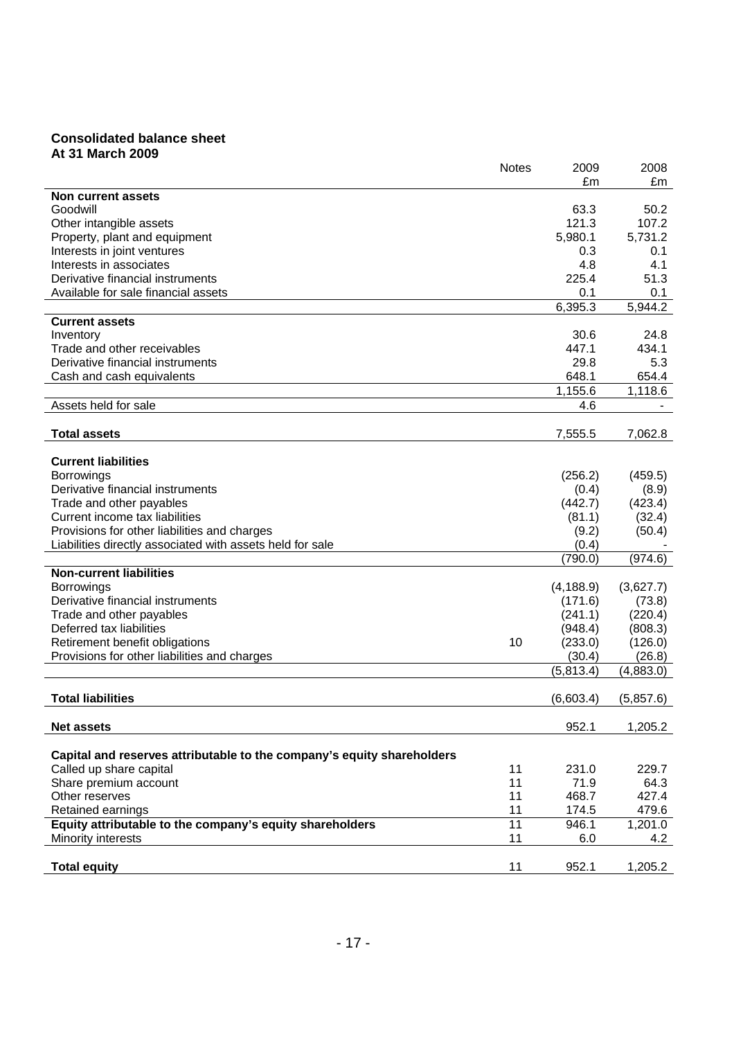**Consolidated balance sheet**
**At 31 March 2009**

| | Notes | 2009 £m | 2008 £m |
|---|---|---|---|
| **Non current assets** | | | |
| Goodwill | | 63.3 | 50.2 |
| Other intangible assets | | 121.3 | 107.2 |
| Property, plant and equipment | | 5,980.1 | 5,731.2 |
| Interests in joint ventures | | 0.3 | 0.1 |
| Interests in associates | | 4.8 | 4.1 |
| Derivative financial instruments | | 225.4 | 51.3 |
| Available for sale financial assets | | 0.1 | 0.1 |
| | | 6,395.3 | 5,944.2 |
| **Current assets** | | | |
| Inventory | | 30.6 | 24.8 |
| Trade and other receivables | | 447.1 | 434.1 |
| Derivative financial instruments | | 29.8 | 5.3 |
| Cash and cash equivalents | | 648.1 | 654.4 |
| | | 1,155.6 | 1,118.6 |
| Assets held for sale | | 4.6 | - |
| **Total assets** | | 7,555.5 | 7,062.8 |
| **Current liabilities** | | | |
| Borrowings | | (256.2) | (459.5) |
| Derivative financial instruments | | (0.4) | (8.9) |
| Trade and other payables | | (442.7) | (423.4) |
| Current income tax liabilities | | (81.1) | (32.4) |
| Provisions for other liabilities and charges | | (9.2) | (50.4) |
| Liabilities directly associated with assets held for sale | | (0.4) | - |
| | | (790.0) | (974.6) |
| **Non-current liabilities** | | | |
| Borrowings | | (4,188.9) | (3,627.7) |
| Derivative financial instruments | | (171.6) | (73.8) |
| Trade and other payables | | (241.1) | (220.4) |
| Deferred tax liabilities | | (948.4) | (808.3) |
| Retirement benefit obligations | 10 | (233.0) | (126.0) |
| Provisions for other liabilities and charges | | (30.4) | (26.8) |
| | | (5,813.4) | (4,883.0) |
| **Total liabilities** | | (6,603.4) | (5,857.6) |
| **Net assets** | | 952.1 | 1,205.2 |
| **Capital and reserves attributable to the company's equity shareholders** | | | |
| Called up share capital | 11 | 231.0 | 229.7 |
| Share premium account | 11 | 71.9 | 64.3 |
| Other reserves | 11 | 468.7 | 427.4 |
| Retained earnings | 11 | 174.5 | 479.6 |
| **Equity attributable to the company's equity shareholders** | 11 | 946.1 | 1,201.0 |
| Minority interests | 11 | 6.0 | 4.2 |
| **Total equity** | 11 | 952.1 | 1,205.2 |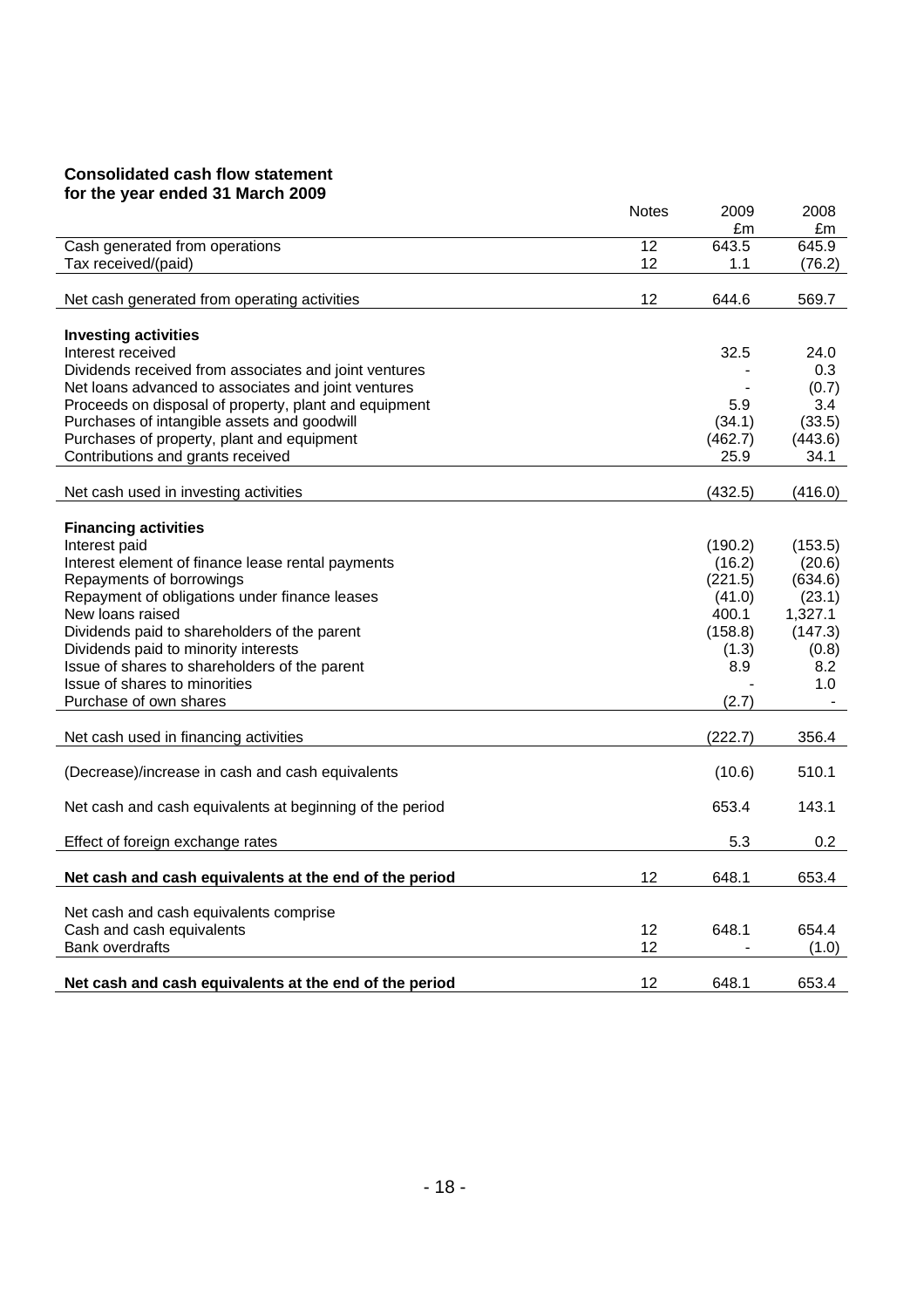## Consolidated cash flow statement
### for the year ended 31 March 2009

| | Notes | 2009 £m | 2008 £m |
|---|---|---|---|
| Cash generated from operations | 12 | 643.5 | 645.9 |
| Tax received/(paid) | 12 | 1.1 | (76.2) |
| Net cash generated from operating activities | 12 | 644.6 | 569.7 |
| **Investing activities** | | | |
| Interest received | | 32.5 | 24.0 |
| Dividends received from associates and joint ventures | | - | 0.3 |
| Net loans advanced to associates and joint ventures | | - | (0.7) |
| Proceeds on disposal of property, plant and equipment | | 5.9 | 3.4 |
| Purchases of intangible assets and goodwill | | (34.1) | (33.5) |
| Purchases of property, plant and equipment | | (462.7) | (443.6) |
| Contributions and grants received | | 25.9 | 34.1 |
| Net cash used in investing activities | | (432.5) | (416.0) |
| **Financing activities** | | | |
| Interest paid | | (190.2) | (153.5) |
| Interest element of finance lease rental payments | | (16.2) | (20.6) |
| Repayments of borrowings | | (221.5) | (634.6) |
| Repayment of obligations under finance leases | | (41.0) | (23.1) |
| New loans raised | | 400.1 | 1,327.1 |
| Dividends paid to shareholders of the parent | | (158.8) | (147.3) |
| Dividends paid to minority interests | | (1.3) | (0.8) |
| Issue of shares to shareholders of the parent | | 8.9 | 8.2 |
| Issue of shares to minorities | | - | 1.0 |
| Purchase of own shares | | (2.7) | - |
| Net cash used in financing activities | | (222.7) | 356.4 |
| (Decrease)/increase in cash and cash equivalents | | (10.6) | 510.1 |
| Net cash and cash equivalents at beginning of the period | | 653.4 | 143.1 |
| Effect of foreign exchange rates | | 5.3 | 0.2 |
| **Net cash and cash equivalents at the end of the period** | 12 | 648.1 | 653.4 |
| Net cash and cash equivalents comprise | | | |
| Cash and cash equivalents | 12 | 648.1 | 654.4 |
| Bank overdrafts | 12 | - | (1.0) |
| **Net cash and cash equivalents at the end of the period** | 12 | 648.1 | 653.4 |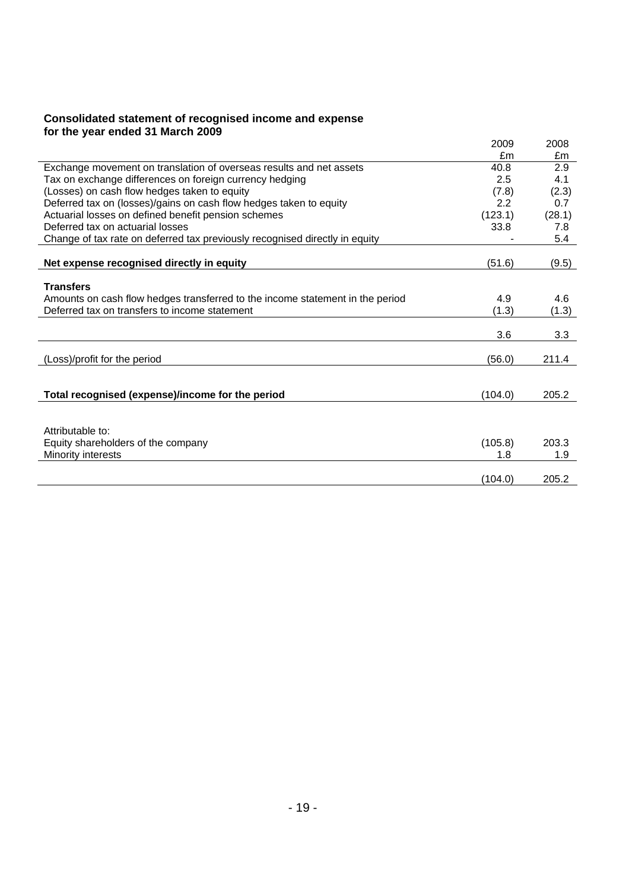**Consolidated statement of recognised income and expense**
**for the year ended 31 March 2009**

| | 2009 | 2008 |
|---|---|---|
| | £m | £m |
| Exchange movement on translation of overseas results and net assets | 40.8 | 2.9 |
| Tax on exchange differences on foreign currency hedging | 2.5 | 4.1 |
| (Losses) on cash flow hedges taken to equity | (7.8) | (2.3) |
| Deferred tax on (losses)/gains on cash flow hedges taken to equity | 2.2 | 0.7 |
| Actuarial losses on defined benefit pension schemes | (123.1) | (28.1) |
| Deferred tax on actuarial losses | 33.8 | 7.8 |
| Change of tax rate on deferred tax previously recognised directly in equity | - | 5.4 |
| **Net expense recognised directly in equity** | (51.6) | (9.5) |
| **Transfers** | | |
| Amounts on cash flow hedges transferred to the income statement in the period | 4.9 | 4.6 |
| Deferred tax on transfers to income statement | (1.3) | (1.3) |
| | 3.6 | 3.3 |
| (Loss)/profit for the period | (56.0) | 211.4 |
| **Total recognised (expense)/income for the period** | (104.0) | 205.2 |
| Attributable to: | | |
| Equity shareholders of the company | (105.8) | 203.3 |
| Minority interests | 1.8 | 1.9 |
| | (104.0) | 205.2 |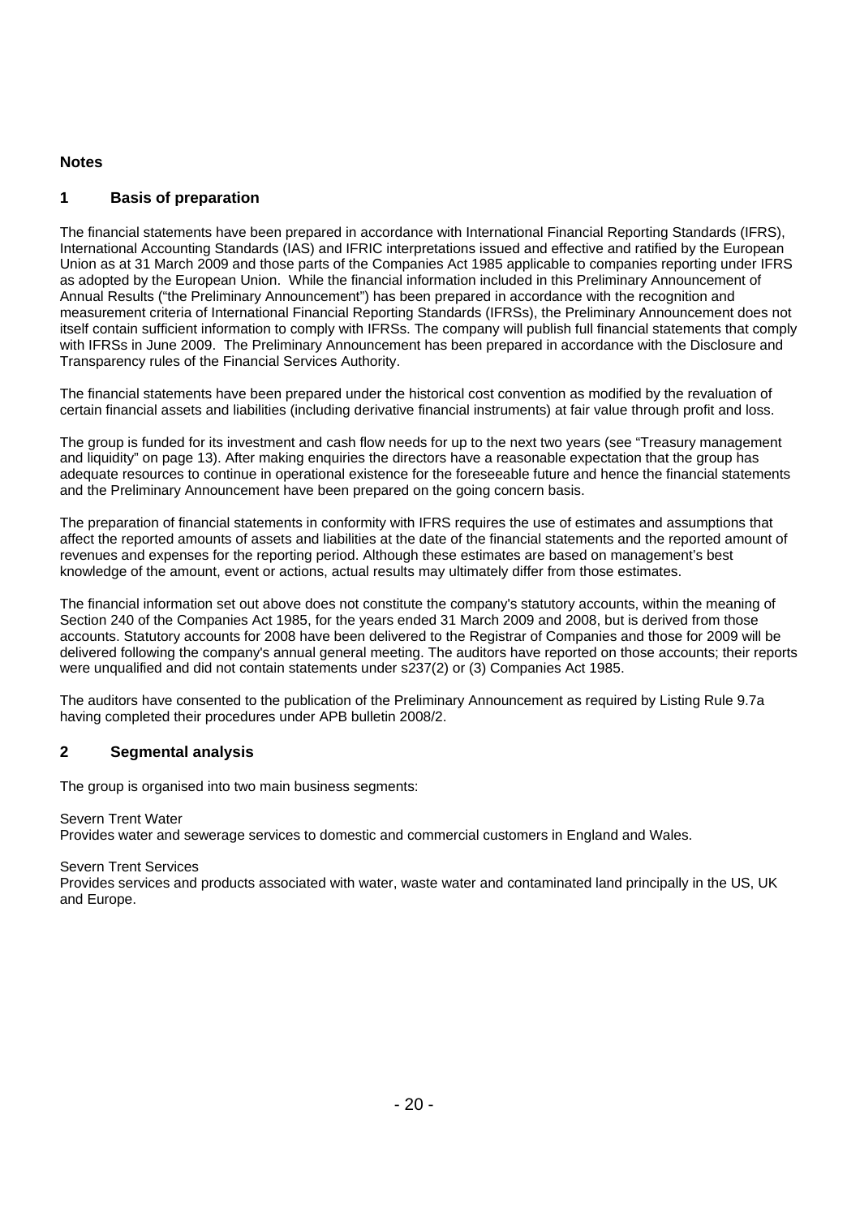## Notes

### 1 Basis of preparation

The financial statements have been prepared in accordance with International Financial Reporting Standards (IFRS), International Accounting Standards (IAS) and IFRIC interpretations issued and effective and ratified by the European Union as at 31 March 2009 and those parts of the Companies Act 1985 applicable to companies reporting under IFRS as adopted by the European Union. While the financial information included in this Preliminary Announcement of Annual Results ("the Preliminary Announcement") has been prepared in accordance with the recognition and measurement criteria of International Financial Reporting Standards (IFRSs), the Preliminary Announcement does not itself contain sufficient information to comply with IFRSs. The company will publish full financial statements that comply with IFRSs in June 2009. The Preliminary Announcement has been prepared in accordance with the Disclosure and Transparency rules of the Financial Services Authority.

The financial statements have been prepared under the historical cost convention as modified by the revaluation of certain financial assets and liabilities (including derivative financial instruments) at fair value through profit and loss.

The group is funded for its investment and cash flow needs for up to the next two years (see "Treasury management and liquidity" on page 13). After making enquiries the directors have a reasonable expectation that the group has adequate resources to continue in operational existence for the foreseeable future and hence the financial statements and the Preliminary Announcement have been prepared on the going concern basis.

The preparation of financial statements in conformity with IFRS requires the use of estimates and assumptions that affect the reported amounts of assets and liabilities at the date of the financial statements and the reported amount of revenues and expenses for the reporting period. Although these estimates are based on management's best knowledge of the amount, event or actions, actual results may ultimately differ from those estimates.

The financial information set out above does not constitute the company's statutory accounts, within the meaning of Section 240 of the Companies Act 1985, for the years ended 31 March 2009 and 2008, but is derived from those accounts. Statutory accounts for 2008 have been delivered to the Registrar of Companies and those for 2009 will be delivered following the company's annual general meeting. The auditors have reported on those accounts; their reports were unqualified and did not contain statements under s237(2) or (3) Companies Act 1985.

The auditors have consented to the publication of the Preliminary Announcement as required by Listing Rule 9.7a having completed their procedures under APB bulletin 2008/2.

### 2 Segmental analysis

The group is organised into two main business segments:

Severn Trent Water
Provides water and sewerage services to domestic and commercial customers in England and Wales.

Severn Trent Services
Provides services and products associated with water, waste water and contaminated land principally in the US, UK and Europe.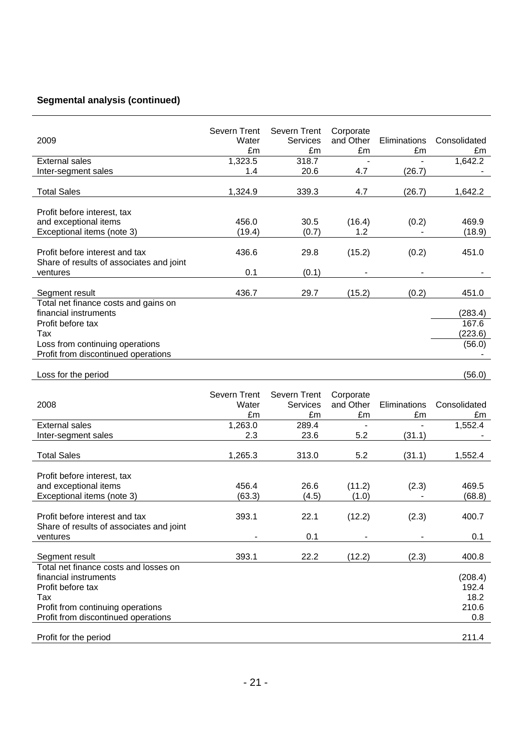## Segmental analysis (continued)

| 2009 | Severn Trent Water £m | Severn Trent Services £m | Corporate and Other £m | Eliminations £m | Consolidated £m |
|---|---|---|---|---|---|
| External sales | 1,323.5 | 318.7 | - | - | 1,642.2 |
| Inter-segment sales | 1.4 | 20.6 | 4.7 | (26.7) | - |
| Total Sales | 1,324.9 | 339.3 | 4.7 | (26.7) | 1,642.2 |
| Profit before interest, tax and exceptional items | 456.0 | 30.5 | (16.4) | (0.2) | 469.9 |
| Exceptional items (note 3) | (19.4) | (0.7) | 1.2 | - | (18.9) |
| Profit before interest and tax | 436.6 | 29.8 | (15.2) | (0.2) | 451.0 |
| Share of results of associates and joint ventures | 0.1 | (0.1) | - | - | - |
| Segment result | 436.7 | 29.7 | (15.2) | (0.2) | 451.0 |
| Total net finance costs and gains on financial instruments | | | | | (283.4) |
| Profit before tax | | | | | 167.6 |
| Tax | | | | | (223.6) |
| Loss from continuing operations | | | | | (56.0) |
| Profit from discontinued operations | | | | | - |
| Loss for the period | | | | | (56.0) |

| 2008 | Severn Trent Water £m | Severn Trent Services £m | Corporate and Other £m | Eliminations £m | Consolidated £m |
|---|---|---|---|---|---|
| External sales | 1,263.0 | 289.4 | - | - | 1,552.4 |
| Inter-segment sales | 2.3 | 23.6 | 5.2 | (31.1) | - |
| Total Sales | 1,265.3 | 313.0 | 5.2 | (31.1) | 1,552.4 |
| Profit before interest, tax and exceptional items | 456.4 | 26.6 | (11.2) | (2.3) | 469.5 |
| Exceptional items (note 3) | (63.3) | (4.5) | (1.0) | - | (68.8) |
| Profit before interest and tax | 393.1 | 22.1 | (12.2) | (2.3) | 400.7 |
| Share of results of associates and joint ventures | - | 0.1 | - | - | 0.1 |
| Segment result | 393.1 | 22.2 | (12.2) | (2.3) | 400.8 |
| Total net finance costs and losses on financial instruments | | | | | (208.4) |
| Profit before tax | | | | | 192.4 |
| Tax | | | | | 18.2 |
| Profit from continuing operations | | | | | 210.6 |
| Profit from discontinued operations | | | | | 0.8 |
| Profit for the period | | | | | 211.4 |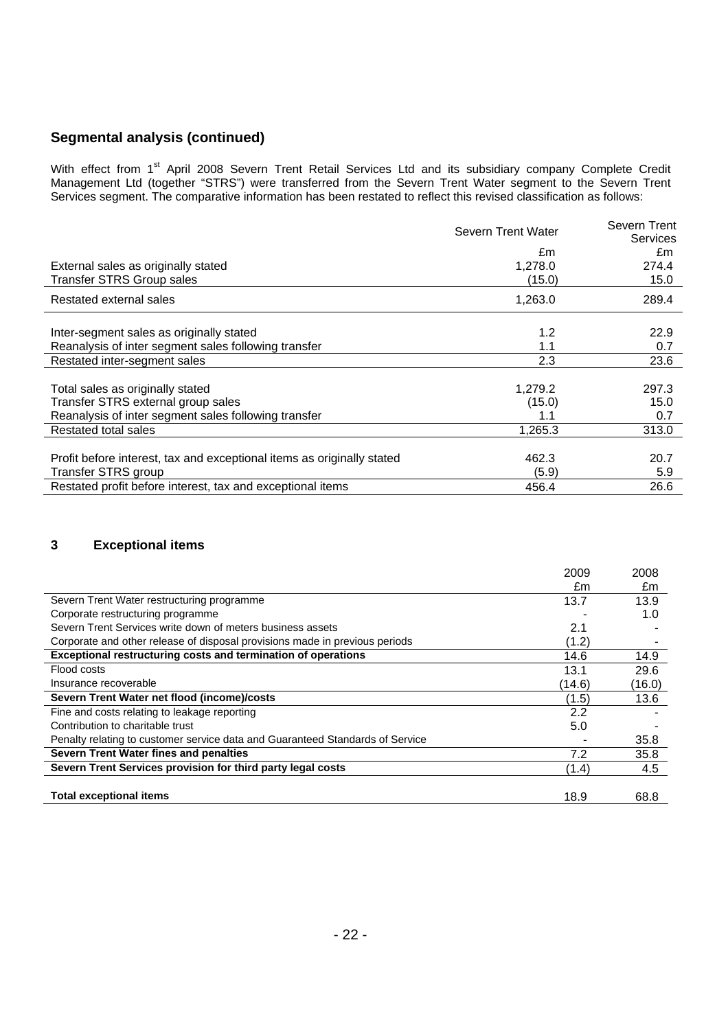## Segmental analysis (continued)

With effect from 1st April 2008 Severn Trent Retail Services Ltd and its subsidiary company Complete Credit Management Ltd (together "STRS") were transferred from the Severn Trent Water segment to the Severn Trent Services segment. The comparative information has been restated to reflect this revised classification as follows:

| | Severn Trent Water | Severn Trent Services |
|---|---|---|
| | £m | £m |
| External sales as originally stated | 1,278.0 | 274.4 |
| Transfer STRS Group sales | (15.0) | 15.0 |
| Restated external sales | 1,263.0 | 289.4 |
| | | |
| Inter-segment sales as originally stated | 1.2 | 22.9 |
| Reanalysis of inter segment sales following transfer | 1.1 | 0.7 |
| Restated inter-segment sales | 2.3 | 23.6 |
| | | |
| Total sales as originally stated | 1,279.2 | 297.3 |
| Transfer STRS external group sales | (15.0) | 15.0 |
| Reanalysis of inter segment sales following transfer | 1.1 | 0.7 |
| Restated total sales | 1,265.3 | 313.0 |
| | | |
| Profit before interest, tax and exceptional items as originally stated | 462.3 | 20.7 |
| Transfer STRS group | (5.9) | 5.9 |
| Restated profit before interest, tax and exceptional items | 456.4 | 26.6 |

## 3 Exceptional items

| | 2009 | 2008 |
|---|---|---|
| | £m | £m |
| Severn Trent Water restructuring programme | 13.7 | 13.9 |
| Corporate restructuring programme | - | 1.0 |
| Severn Trent Services write down of meters business assets | 2.1 | - |
| Corporate and other release of disposal provisions made in previous periods | (1.2) | - |
| **Exceptional restructuring costs and termination of operations** | 14.6 | 14.9 |
| Flood costs | 13.1 | 29.6 |
| Insurance recoverable | (14.6) | (16.0) |
| **Severn Trent Water net flood (income)/costs** | (1.5) | 13.6 |
| Fine and costs relating to leakage reporting | 2.2 | - |
| Contribution to charitable trust | 5.0 | - |
| Penalty relating to customer service data and Guaranteed Standards of Service | - | 35.8 |
| **Severn Trent Water fines and penalties** | 7.2 | 35.8 |
| **Severn Trent Services provision for third party legal costs** | (1.4) | 4.5 |
| | | |
| **Total exceptional items** | 18.9 | 68.8 |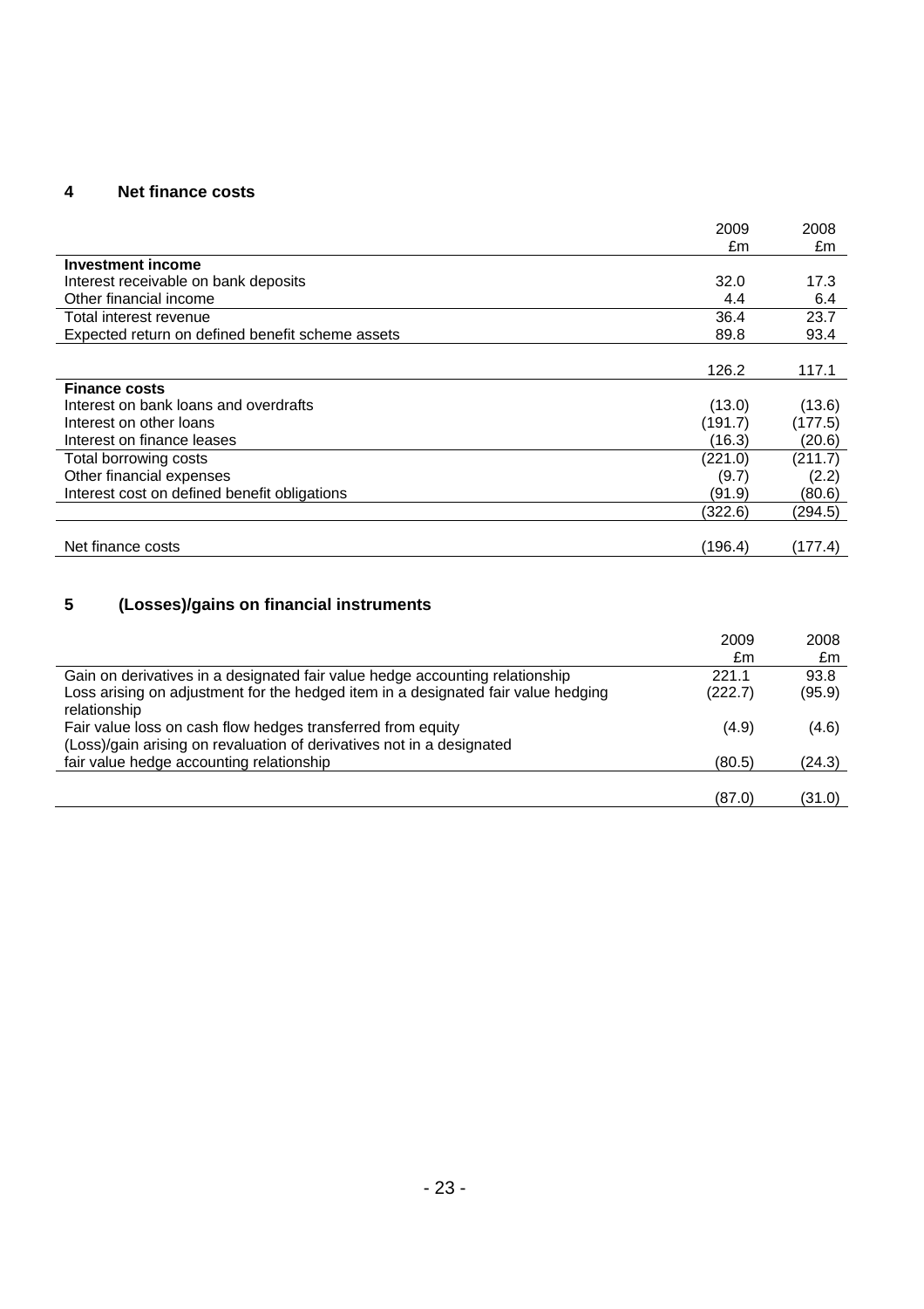## 4 Net finance costs

| | 2009 £m | 2008 £m |
|---|---|---|
| **Investment income** | | |
| Interest receivable on bank deposits | 32.0 | 17.3 |
| Other financial income | 4.4 | 6.4 |
| Total interest revenue | 36.4 | 23.7 |
| Expected return on defined benefit scheme assets | 89.8 | 93.4 |
| | 126.2 | 117.1 |
| **Finance costs** | | |
| Interest on bank loans and overdrafts | (13.0) | (13.6) |
| Interest on other loans | (191.7) | (177.5) |
| Interest on finance leases | (16.3) | (20.6) |
| Total borrowing costs | (221.0) | (211.7) |
| Other financial expenses | (9.7) | (2.2) |
| Interest cost on defined benefit obligations | (91.9) | (80.6) |
| | (322.6) | (294.5) |
| Net finance costs | (196.4) | (177.4) |

## 5 (Losses)/gains on financial instruments

| | 2009 £m | 2008 £m |
|---|---|---|
| Gain on derivatives in a designated fair value hedge accounting relationship | 221.1 | 93.8 |
| Loss arising on adjustment for the hedged item in a designated fair value hedging relationship | (222.7) | (95.9) |
| Fair value loss on cash flow hedges transferred from equity | (4.9) | (4.6) |
| (Loss)/gain arising on revaluation of derivatives not in a designated fair value hedge accounting relationship | (80.5) | (24.3) |
| | (87.0) | (31.0) |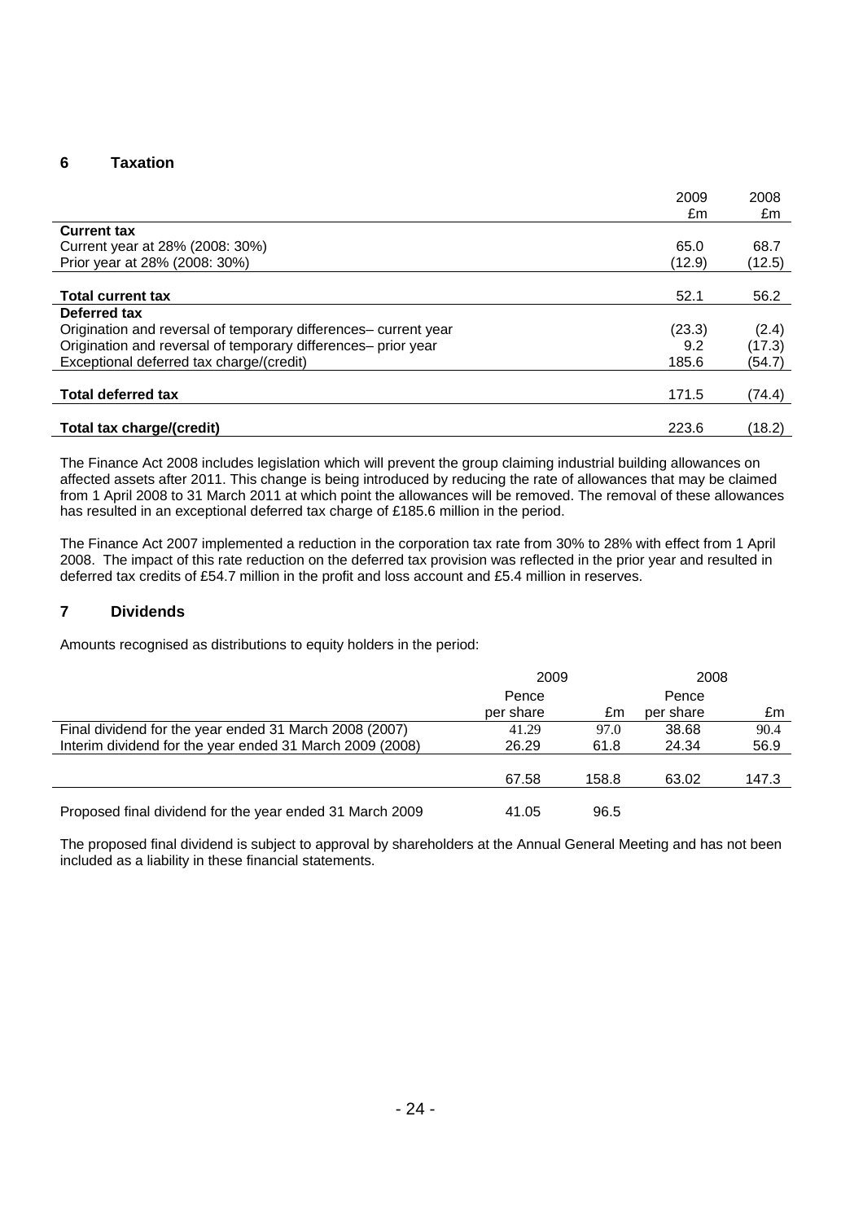## 6 Taxation

| | 2009 £m | 2008 £m |
|---|---|---|
| **Current tax** | | |
| Current year at 28% (2008: 30%) | 65.0 | 68.7 |
| Prior year at 28% (2008: 30%) | (12.9) | (12.5) |
| **Total current tax** | 52.1 | 56.2 |
| **Deferred tax** | | |
| Origination and reversal of temporary differences– current year | (23.3) | (2.4) |
| Origination and reversal of temporary differences– prior year | 9.2 | (17.3) |
| Exceptional deferred tax charge/(credit) | 185.6 | (54.7) |
| **Total deferred tax** | 171.5 | (74.4) |
| **Total tax charge/(credit)** | 223.6 | (18.2) |

The Finance Act 2008 includes legislation which will prevent the group claiming industrial building allowances on affected assets after 2011. This change is being introduced by reducing the rate of allowances that may be claimed from 1 April 2008 to 31 March 2011 at which point the allowances will be removed. The removal of these allowances has resulted in an exceptional deferred tax charge of £185.6 million in the period.

The Finance Act 2007 implemented a reduction in the corporation tax rate from 30% to 28% with effect from 1 April 2008. The impact of this rate reduction on the deferred tax provision was reflected in the prior year and resulted in deferred tax credits of £54.7 million in the profit and loss account and £5.4 million in reserves.

## 7 Dividends

Amounts recognised as distributions to equity holders in the period:

| | 2009 | | 2008 | |
|---|---|---|---|---|
| | Pence per share | £m | Pence per share | £m |
| Final dividend for the year ended 31 March 2008 (2007) | 41.29 | 97.0 | 38.68 | 90.4 |
| Interim dividend for the year ended 31 March 2009 (2008) | 26.29 | 61.8 | 24.34 | 56.9 |
| | 67.58 | 158.8 | 63.02 | 147.3 |
| Proposed final dividend for the year ended 31 March 2009 | 41.05 | 96.5 | | |

The proposed final dividend is subject to approval by shareholders at the Annual General Meeting and has not been included as a liability in these financial statements.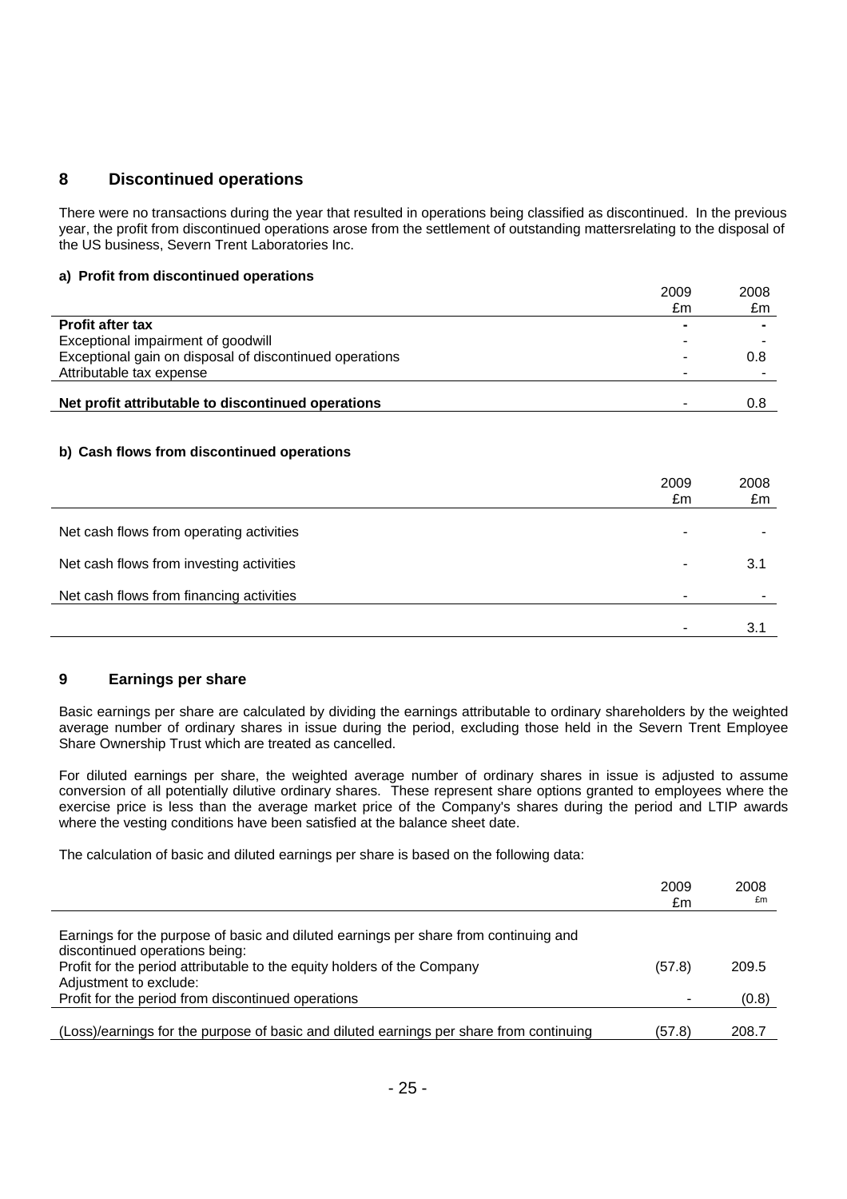## 8 Discontinued operations

There were no transactions during the year that resulted in operations being classified as discontinued. In the previous year, the profit from discontinued operations arose from the settlement of outstanding mattersrelating to the disposal of the US business, Severn Trent Laboratories Inc.

### a) Profit from discontinued operations

| | 2009 £m | 2008 £m |
|---|---|---|
| **Profit after tax** | **-** | **-** |
| Exceptional impairment of goodwill | - | - |
| Exceptional gain on disposal of discontinued operations | - | 0.8 |
| Attributable tax expense | - | - |
| **Net profit attributable to discontinued operations** | - | 0.8 |

### b) Cash flows from discontinued operations

| | 2009 £m | 2008 £m |
|---|---|---|
| Net cash flows from operating activities | - | - |
| Net cash flows from investing activities | - | 3.1 |
| Net cash flows from financing activities | - | - |
| | - | 3.1 |

## 9 Earnings per share

Basic earnings per share are calculated by dividing the earnings attributable to ordinary shareholders by the weighted average number of ordinary shares in issue during the period, excluding those held in the Severn Trent Employee Share Ownership Trust which are treated as cancelled.

For diluted earnings per share, the weighted average number of ordinary shares in issue is adjusted to assume conversion of all potentially dilutive ordinary shares. These represent share options granted to employees where the exercise price is less than the average market price of the Company's shares during the period and LTIP awards where the vesting conditions have been satisfied at the balance sheet date.

The calculation of basic and diluted earnings per share is based on the following data:

| | 2009 £m | 2008 £m |
|---|---|---|
| Earnings for the purpose of basic and diluted earnings per share from continuing and discontinued operations being: | | |
| Profit for the period attributable to the equity holders of the Company | (57.8) | 209.5 |
| Adjustment to exclude: | | |
| Profit for the period from discontinued operations | - | (0.8) |
| (Loss)/earnings for the purpose of basic and diluted earnings per share from continuing | (57.8) | 208.7 |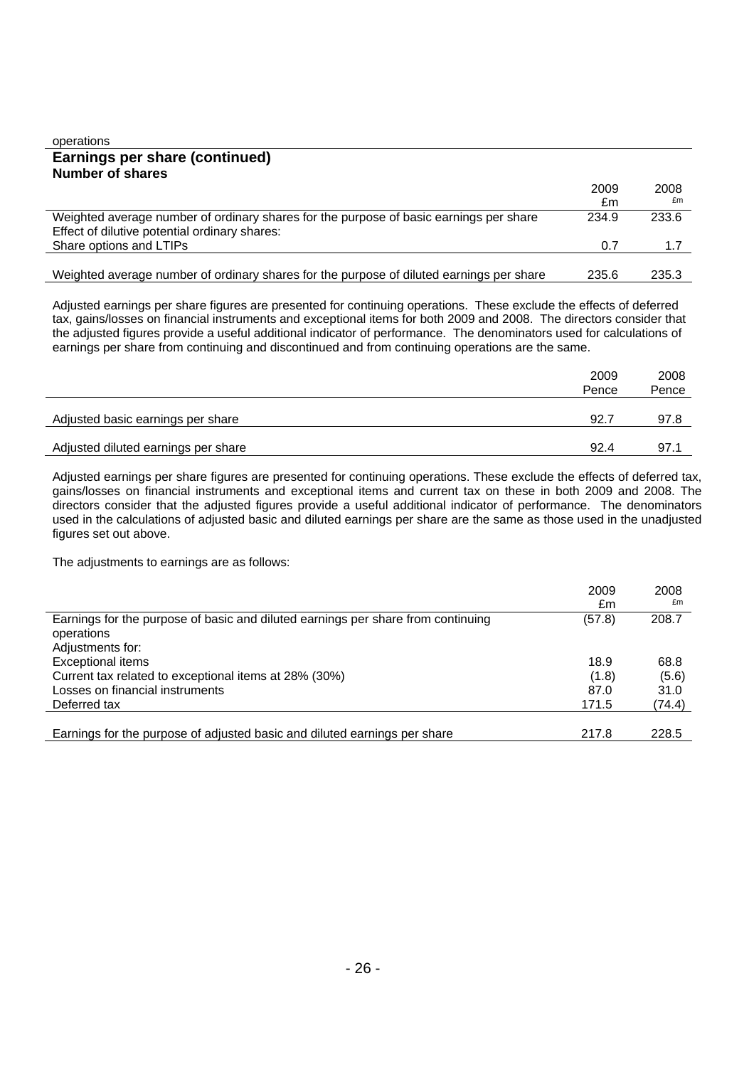operations

## Earnings per share (continued)

### Number of shares

| | 2009 £m | 2008 £m |
|---|---|---|
| Weighted average number of ordinary shares for the purpose of basic earnings per share | 234.9 | 233.6 |
| Effect of dilutive potential ordinary shares: | | |
| Share options and LTIPs | 0.7 | 1.7 |
| Weighted average number of ordinary shares for the purpose of diluted earnings per share | 235.6 | 235.3 |

Adjusted earnings per share figures are presented for continuing operations. These exclude the effects of deferred tax, gains/losses on financial instruments and exceptional items for both 2009 and 2008. The directors consider that the adjusted figures provide a useful additional indicator of performance. The denominators used for calculations of earnings per share from continuing and discontinued and from continuing operations are the same.

| | 2009 Pence | 2008 Pence |
|---|---|---|
| Adjusted basic earnings per share | 92.7 | 97.8 |
| Adjusted diluted earnings per share | 92.4 | 97.1 |

Adjusted earnings per share figures are presented for continuing operations. These exclude the effects of deferred tax, gains/losses on financial instruments and exceptional items and current tax on these in both 2009 and 2008. The directors consider that the adjusted figures provide a useful additional indicator of performance. The denominators used in the calculations of adjusted basic and diluted earnings per share are the same as those used in the unadjusted figures set out above.

The adjustments to earnings are as follows:

| | 2009 £m | 2008 £m |
|---|---|---|
| Earnings for the purpose of basic and diluted earnings per share from continuing operations | (57.8) | 208.7 |
| Adjustments for: | | |
| Exceptional items | 18.9 | 68.8 |
| Current tax related to exceptional items at 28% (30%) | (1.8) | (5.6) |
| Losses on financial instruments | 87.0 | 31.0 |
| Deferred tax | 171.5 | (74.4) |
| Earnings for the purpose of adjusted basic and diluted earnings per share | 217.8 | 228.5 |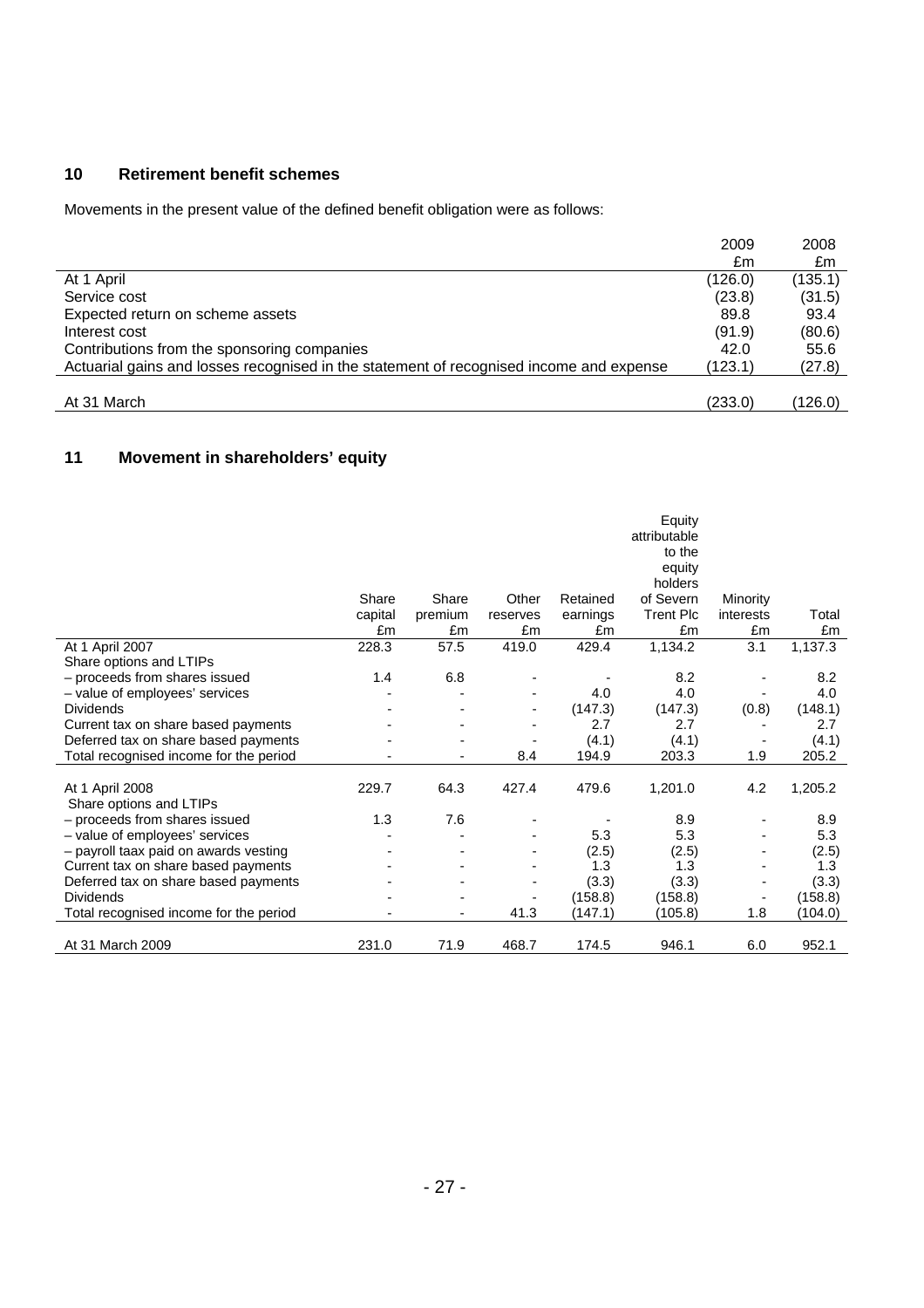## 10 Retirement benefit schemes

Movements in the present value of the defined benefit obligation were as follows:

| | 2009 £m | 2008 £m |
|---|---|---|
| At 1 April | (126.0) | (135.1) |
| Service cost | (23.8) | (31.5) |
| Expected return on scheme assets | 89.8 | 93.4 |
| Interest cost | (91.9) | (80.6) |
| Contributions from the sponsoring companies | 42.0 | 55.6 |
| Actuarial gains and losses recognised in the statement of recognised income and expense | (123.1) | (27.8) |
| At 31 March | (233.0) | (126.0) |

## 11 Movement in shareholders' equity

| | Share capital £m | Share premium £m | Other reserves £m | Retained earnings £m | Equity attributable to the equity holders of Severn Trent Plc £m | Minority interests £m | Total £m |
|---|---|---|---|---|---|---|---|
| At 1 April 2007 | 228.3 | 57.5 | 419.0 | 429.4 | 1,134.2 | 3.1 | 1,137.3 |
| Share options and LTIPs | | | | | | | |
| – proceeds from shares issued | 1.4 | 6.8 | - | - | 8.2 | - | 8.2 |
| – value of employees' services | - | - | - | 4.0 | 4.0 | - | 4.0 |
| Dividends | - | - | - | (147.3) | (147.3) | (0.8) | (148.1) |
| Current tax on share based payments | - | - | - | 2.7 | 2.7 | - | 2.7 |
| Deferred tax on share based payments | - | - | - | (4.1) | (4.1) | - | (4.1) |
| Total recognised income for the period | - | - | 8.4 | 194.9 | 203.3 | 1.9 | 205.2 |
| At 1 April 2008 | 229.7 | 64.3 | 427.4 | 479.6 | 1,201.0 | 4.2 | 1,205.2 |
| Share options and LTIPs | | | | | | | |
| – proceeds from shares issued | 1.3 | 7.6 | - | - | 8.9 | - | 8.9 |
| – value of employees' services | - | - | - | 5.3 | 5.3 | - | 5.3 |
| – payroll taax paid on awards vesting | - | - | - | (2.5) | (2.5) | - | (2.5) |
| Current tax on share based payments | - | - | - | 1.3 | 1.3 | - | 1.3 |
| Deferred tax on share based payments | - | - | - | (3.3) | (3.3) | - | (3.3) |
| Dividends | - | - | - | (158.8) | (158.8) | - | (158.8) |
| Total recognised income for the period | - | - | 41.3 | (147.1) | (105.8) | 1.8 | (104.0) |
| At 31 March 2009 | 231.0 | 71.9 | 468.7 | 174.5 | 946.1 | 6.0 | 952.1 |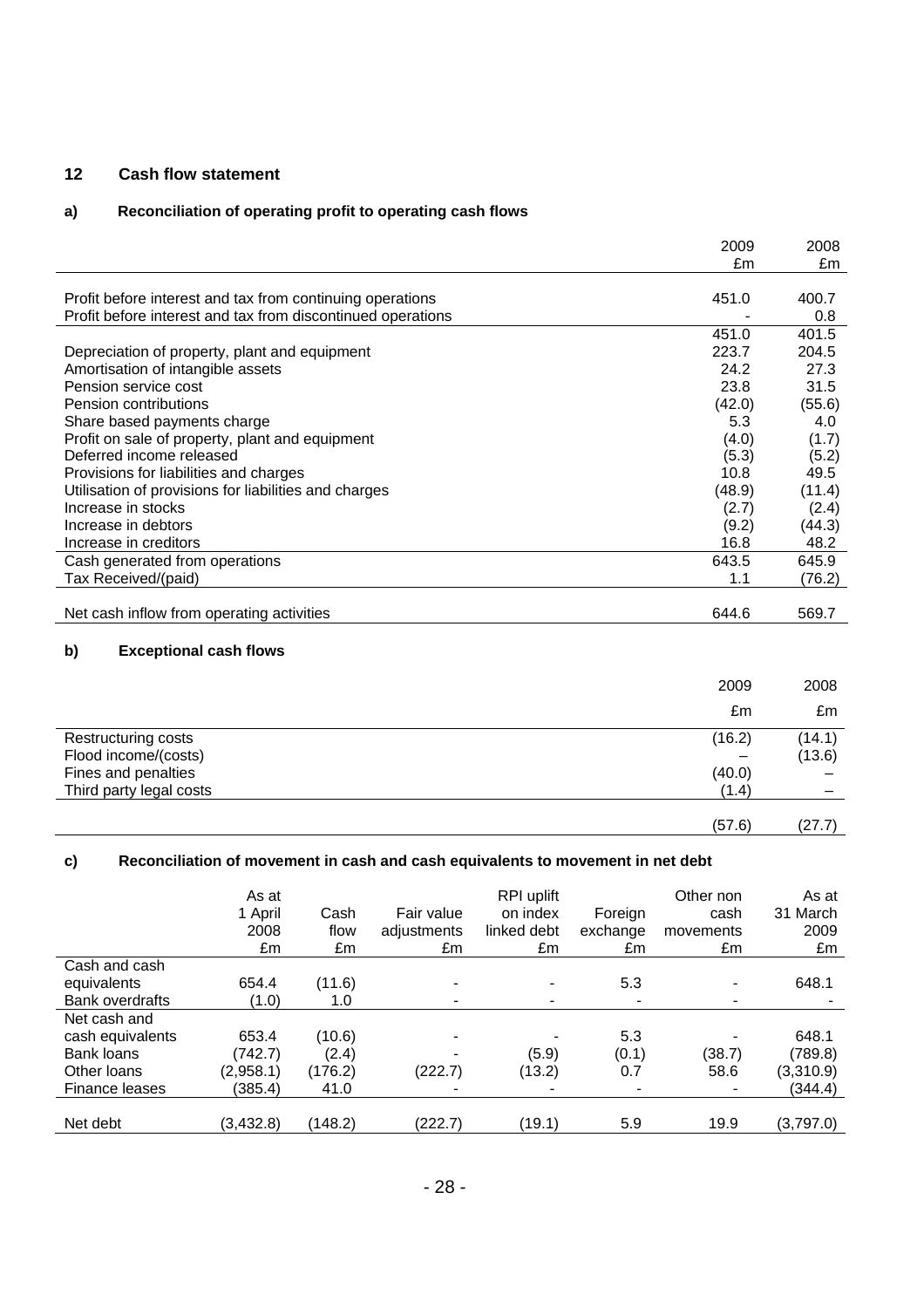## 12 Cash flow statement

### a) Reconciliation of operating profit to operating cash flows

| | 2009 | 2008 |
|---|---|---|
| | £m | £m |
| Profit before interest and tax from continuing operations | 451.0 | 400.7 |
| Profit before interest and tax from discontinued operations | - | 0.8 |
| | 451.0 | 401.5 |
| Depreciation of property, plant and equipment | 223.7 | 204.5 |
| Amortisation of intangible assets | 24.2 | 27.3 |
| Pension service cost | 23.8 | 31.5 |
| Pension contributions | (42.0) | (55.6) |
| Share based payments charge | 5.3 | 4.0 |
| Profit on sale of property, plant and equipment | (4.0) | (1.7) |
| Deferred income released | (5.3) | (5.2) |
| Provisions for liabilities and charges | 10.8 | 49.5 |
| Utilisation of provisions for liabilities and charges | (48.9) | (11.4) |
| Increase in stocks | (2.7) | (2.4) |
| Increase in debtors | (9.2) | (44.3) |
| Increase in creditors | 16.8 | 48.2 |
| Cash generated from operations | 643.5 | 645.9 |
| Tax Received/(paid) | 1.1 | (76.2) |
| Net cash inflow from operating activities | 644.6 | 569.7 |

### b) Exceptional cash flows

| | 2009 | 2008 |
|---|---|---|
| | £m | £m |
| Restructuring costs | (16.2) | (14.1) |
| Flood income/(costs) | – | (13.6) |
| Fines and penalties | (40.0) | – |
| Third party legal costs | (1.4) | – |
| | (57.6) | (27.7) |

### c) Reconciliation of movement in cash and cash equivalents to movement in net debt

| | As at 1 April 2008 | Cash flow | Fair value adjustments | RPI uplift on index linked debt | Foreign exchange | Other non cash movements | As at 31 March 2009 |
|---|---|---|---|---|---|---|---|
| | £m | £m | £m | £m | £m | £m | £m |
| Cash and cash equivalents | 654.4 | (11.6) | - | - | 5.3 | - | 648.1 |
| Bank overdrafts | (1.0) | 1.0 | - | - | - | - | - |
| Net cash and cash equivalents | 653.4 | (10.6) | - | - | 5.3 | - | 648.1 |
| Bank loans | (742.7) | (2.4) | - | (5.9) | (0.1) | (38.7) | (789.8) |
| Other loans | (2,958.1) | (176.2) | (222.7) | (13.2) | 0.7 | 58.6 | (3,310.9) |
| Finance leases | (385.4) | 41.0 | - | - | - | - | (344.4) |
| Net debt | (3,432.8) | (148.2) | (222.7) | (19.1) | 5.9 | 19.9 | (3,797.0) |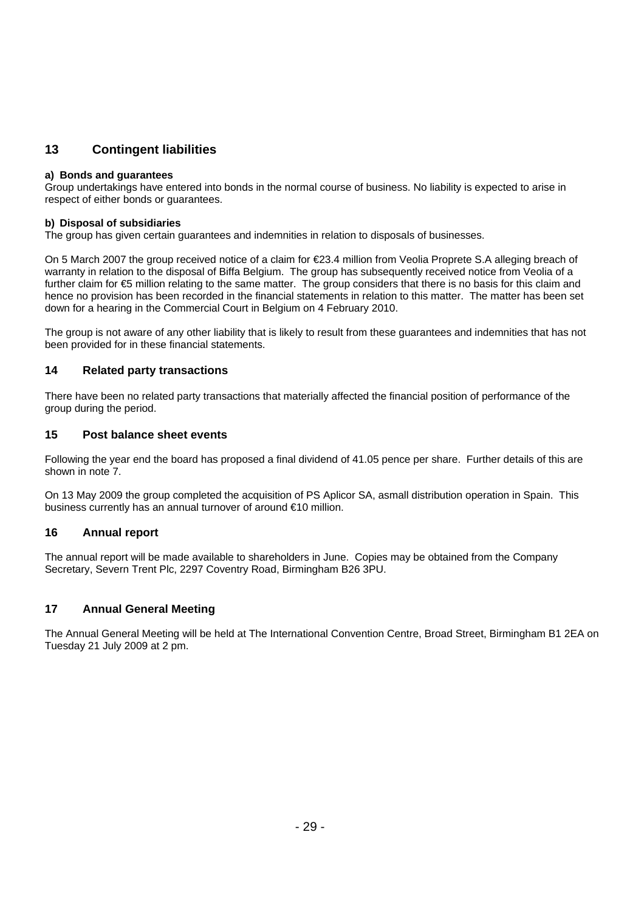## 13 Contingent liabilities

**a) Bonds and guarantees**

Group undertakings have entered into bonds in the normal course of business. No liability is expected to arise in respect of either bonds or guarantees.

**b) Disposal of subsidiaries**

The group has given certain guarantees and indemnities in relation to disposals of businesses.

On 5 March 2007 the group received notice of a claim for €23.4 million from Veolia Proprete S.A alleging breach of warranty in relation to the disposal of Biffa Belgium. The group has subsequently received notice from Veolia of a further claim for €5 million relating to the same matter. The group considers that there is no basis for this claim and hence no provision has been recorded in the financial statements in relation to this matter. The matter has been set down for a hearing in the Commercial Court in Belgium on 4 February 2010.

The group is not aware of any other liability that is likely to result from these guarantees and indemnities that has not been provided for in these financial statements.

## 14 Related party transactions

There have been no related party transactions that materially affected the financial position of performance of the group during the period.

## 15 Post balance sheet events

Following the year end the board has proposed a final dividend of 41.05 pence per share. Further details of this are shown in note 7.

On 13 May 2009 the group completed the acquisition of PS Aplicor SA, asmall distribution operation in Spain. This business currently has an annual turnover of around €10 million.

## 16 Annual report

The annual report will be made available to shareholders in June. Copies may be obtained from the Company Secretary, Severn Trent Plc, 2297 Coventry Road, Birmingham B26 3PU.

## 17 Annual General Meeting

The Annual General Meeting will be held at The International Convention Centre, Broad Street, Birmingham B1 2EA on Tuesday 21 July 2009 at 2 pm.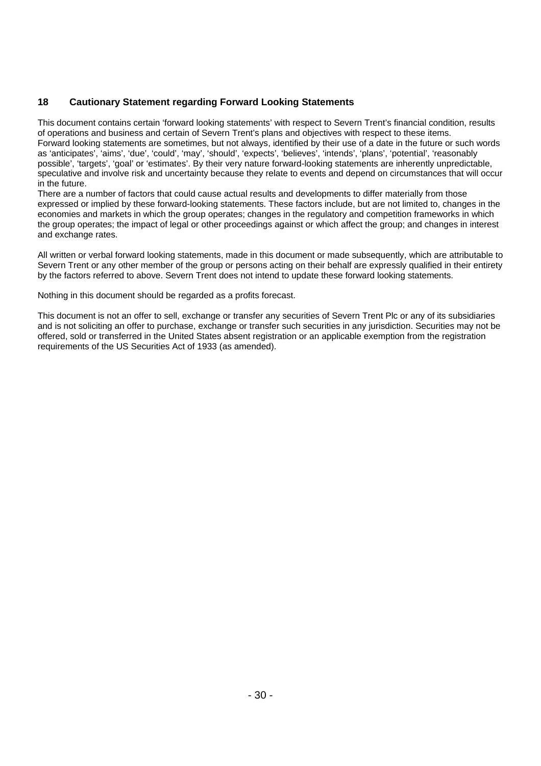## 18 Cautionary Statement regarding Forward Looking Statements

This document contains certain 'forward looking statements' with respect to Severn Trent's financial condition, results of operations and business and certain of Severn Trent's plans and objectives with respect to these items.
Forward looking statements are sometimes, but not always, identified by their use of a date in the future or such words as 'anticipates', 'aims', 'due', 'could', 'may', 'should', 'expects', 'believes', 'intends', 'plans', 'potential', 'reasonably possible', 'targets', 'goal' or 'estimates'. By their very nature forward-looking statements are inherently unpredictable, speculative and involve risk and uncertainty because they relate to events and depend on circumstances that will occur in the future.
There are a number of factors that could cause actual results and developments to differ materially from those expressed or implied by these forward-looking statements. These factors include, but are not limited to, changes in the economies and markets in which the group operates; changes in the regulatory and competition frameworks in which the group operates; the impact of legal or other proceedings against or which affect the group; and changes in interest and exchange rates.

All written or verbal forward looking statements, made in this document or made subsequently, which are attributable to Severn Trent or any other member of the group or persons acting on their behalf are expressly qualified in their entirety by the factors referred to above. Severn Trent does not intend to update these forward looking statements.

Nothing in this document should be regarded as a profits forecast.

This document is not an offer to sell, exchange or transfer any securities of Severn Trent Plc or any of its subsidiaries and is not soliciting an offer to purchase, exchange or transfer such securities in any jurisdiction. Securities may not be offered, sold or transferred in the United States absent registration or an applicable exemption from the registration requirements of the US Securities Act of 1933 (as amended).